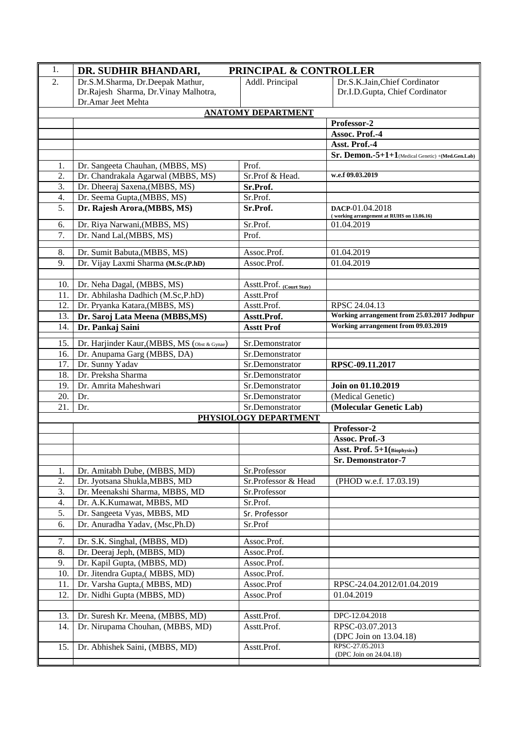| | | | |
|---|---|---|---|
| 1. | **DR. SUDHIR BHANDARI,** | **PRINCIPAL & CONTROLLER** | |
| 2. | Dr.S.M.Sharma, Dr.Deepak Mathur, Dr.Rajesh Sharma, Dr.Vinay Malhotra, Dr.Amar Jeet Mehta | Addl. Principal | Dr.S.K.Jain,Chief Cordinator Dr.I.D.Gupta, Chief Cordinator |
| | | **ANATOMY DEPARTMENT** | |
| | | | **Professor-2** |
| | | | **Assoc. Prof.-4** |
| | | | **Asst. Prof.-4** |
| | | | **Sr. Demon.-5+1+1**(Medical Genetic) +**(Med.Gen.Lab)** |
| 1. | Dr. Sangeeta Chauhan, (MBBS, MS) | Prof. | |
| 2. | Dr. Chandrakala Agarwal (MBBS, MS) | Sr.Prof & Head. | **w.e.f 09.03.2019** |
| 3. | Dr. Dheeraj Saxena,(MBBS, MS) | **Sr.Prof.** | |
| 4. | Dr. Seema Gupta,(MBBS, MS) | Sr.Prof. | |
| 5. | **Dr. Rajesh Arora,(MBBS, MS)** | **Sr.Prof.** | **DACP**-01.04.2018 **( working arrangement at RUHS on 13.06.16)** |
| 6. | Dr. Riya Narwani,(MBBS, MS) | Sr.Prof. | 01.04.2019 |
| 7. | Dr. Nand Lal,(MBBS, MS) | Prof. | |
| 8. | Dr. Sumit Babuta,(MBBS, MS) | Assoc.Prof. | 01.04.2019 |
| 9. | Dr. Vijay Laxmi Sharma **(M.Sc.(P.hD)** | Assoc.Prof. | 01.04.2019 |
| 10. | Dr. Neha Dagal, (MBBS, MS) | Asstt.Prof. **(Court Stay)** | |
| 11. | Dr. Abhilasha Dadhich (M.Sc,P.hD) | Asstt.Prof | |
| 12. | Dr. Pryanka Katara,(MBBS, MS) | Asstt.Prof. | RPSC 24.04.13 |
| 13. | **Dr. Saroj Lata Meena (MBBS,MS)** | **Asstt.Prof.** | **Working arrangement from 25.03.2017 Jodhpur** |
| 14. | **Dr. Pankaj Saini** | **Asstt Prof** | **Working arrangement from 09.03.2019** |
| 15. | Dr. Harjinder Kaur,(MBBS, MS (Obst & Gynae) | Sr.Demonstrator | |
| 16. | Dr. Anupama Garg (MBBS, DA) | Sr.Demonstrator | |
| 17. | Dr. Sunny Yadav | Sr.Demonstrator | **RPSC-09.11.2017** |
| 18. | Dr. Preksha Sharma | Sr.Demonstrator | |
| 19. | Dr. Amrita Maheshwari | Sr.Demonstrator | **Join on 01.10.2019** |
| 20. | Dr. | Sr.Demonstrator | (Medical Genetic) |
| 21. | Dr. | Sr.Demonstrator | **(Molecular Genetic Lab)** |
| | | **PHYSIOLOGY DEPARTMENT** | |
| | | | **Professor-2** |
| | | | **Assoc. Prof.-3** |
| | | | **Asst. Prof. 5+1(Biophysics)** |
| | | | **Sr. Demonstrator-7** |
| 1. | Dr. Amitabh Dube, (MBBS, MD) | Sr.Professor | |
| 2. | Dr. Jyotsana Shukla,MBBS, MD | Sr.Professor & Head | (PHOD w.e.f. 17.03.19) |
| 3. | Dr. Meenakshi Sharma, MBBS, MD | Sr.Professor | |
| 4. | Dr. A.K.Kumawat, MBBS, MD | Sr.Prof. | |
| 5. | Dr. Sangeeta Vyas, MBBS, MD | Sr. Professor | |
| 6. | Dr. Anuradha Yadav, (Msc,Ph.D) | Sr.Prof | |
| 7. | Dr. S.K. Singhal, (MBBS, MD) | Assoc.Prof. | |
| 8. | Dr. Deeraj Jeph, (MBBS, MD) | Assoc.Prof. | |
| 9. | Dr. Kapil Gupta, (MBBS, MD) | Assoc.Prof. | |
| 10. | Dr. Jitendra Gupta,( MBBS, MD) | Assoc.Prof. | |
| 11. | Dr. Varsha Gupta,( MBBS, MD) | Assoc.Prof | RPSC-24.04.2012/01.04.2019 |
| 12. | Dr. Nidhi Gupta (MBBS, MD) | Assoc.Prof | 01.04.2019 |
| 13. | Dr. Suresh Kr. Meena, (MBBS, MD) | Asstt.Prof. | DPC-12.04.2018 |
| 14. | Dr. Nirupama Chouhan, (MBBS, MD) | Asstt.Prof. | RPSC-03.07.2013 (DPC Join on 13.04.18) |
| 15. | Dr. Abhishek Saini, (MBBS, MD) | Asstt.Prof. | RPSC-27.05.2013 (DPC Join on 24.04.18) |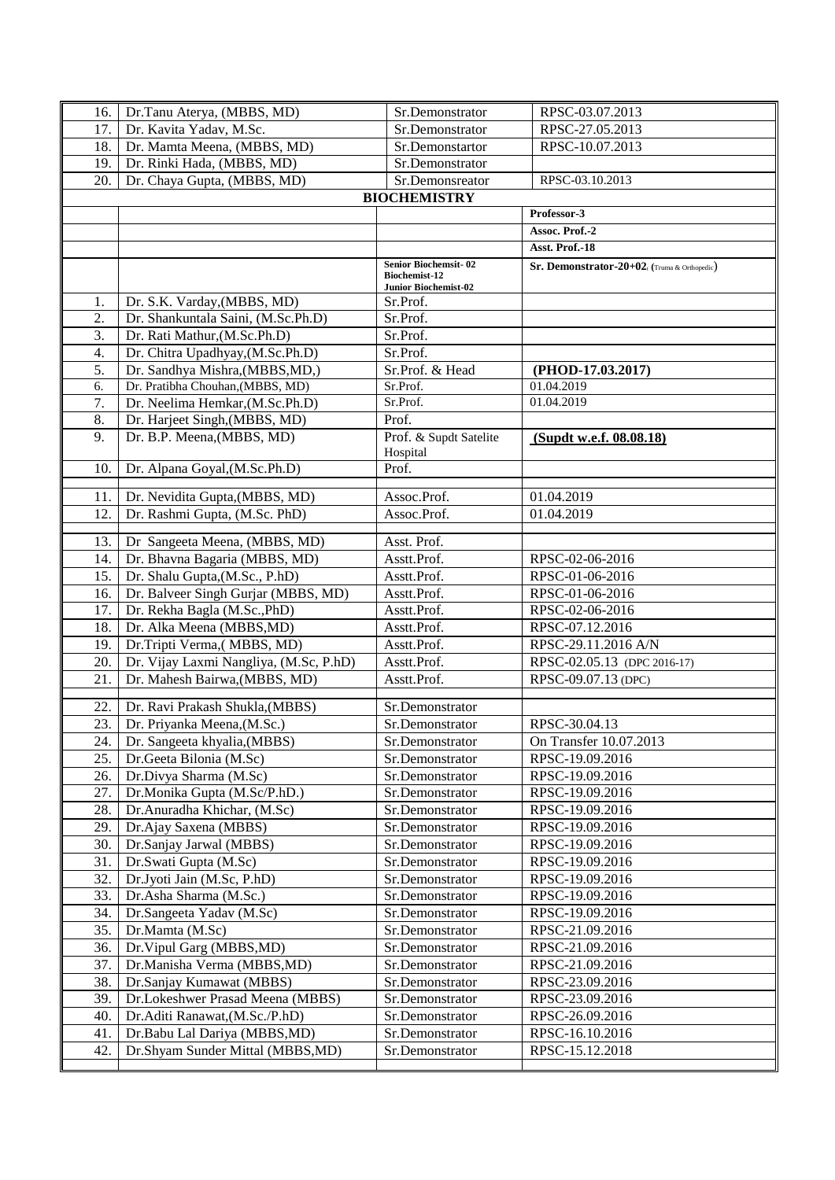| | | | |
|---|---|---|---|
| 16. | Dr.Tanu Aterya, (MBBS, MD) | Sr.Demonstrator | RPSC-03.07.2013 |
| 17. | Dr. Kavita Yadav, M.Sc. | Sr.Demonstrator | RPSC-27.05.2013 |
| 18. | Dr. Mamta Meena, (MBBS, MD) | Sr.Demonstartor | RPSC-10.07.2013 |
| 19. | Dr. Rinki Hada, (MBBS, MD) | Sr.Demonstrator | |
| 20. | Dr. Chaya Gupta, (MBBS, MD) | Sr.Demonsreator | RPSC-03.10.2013 |
| | | **BIOCHEMISTRY** | |
| | | | **Professor-3** |
| | | | **Assoc. Prof.-2** |
| | | | **Asst. Prof.-18** |
| | | **Senior Biochemsit- 02** **Biochemist-12** **Junior Biochemist-02** | **Sr. Demonstrator-20+02**, (Truma & Orthopedic) |
| 1. | Dr. S.K. Varday,(MBBS, MD) | Sr.Prof. | |
| 2. | Dr. Shankuntala Saini, (M.Sc.Ph.D) | Sr.Prof. | |
| 3. | Dr. Rati Mathur,(M.Sc.Ph.D) | Sr.Prof. | |
| 4. | Dr. Chitra Upadhyay,(M.Sc.Ph.D) | Sr.Prof. | |
| 5. | Dr. Sandhya Mishra,(MBBS,MD,) | Sr.Prof. & Head | **(PHOD-17.03.2017)** |
| 6. | Dr. Pratibha Chouhan,(MBBS, MD) | Sr.Prof. | 01.04.2019 |
| 7. | Dr. Neelima Hemkar,(M.Sc.Ph.D) | Sr.Prof. | 01.04.2019 |
| 8. | Dr. Harjeet Singh,(MBBS, MD) | Prof. | |
| 9. | Dr. B.P. Meena,(MBBS, MD) | Prof. & Supdt Satelite Hospital | **(Supdt w.e.f. 08.08.18)** |
| 10. | Dr. Alpana Goyal,(M.Sc.Ph.D) | Prof. | |
| 11. | Dr. Nevidita Gupta,(MBBS, MD) | Assoc.Prof. | 01.04.2019 |
| 12. | Dr. Rashmi Gupta, (M.Sc. PhD) | Assoc.Prof. | 01.04.2019 |
| 13. | Dr Sangeeta Meena, (MBBS, MD) | Asst. Prof. | |
| 14. | Dr. Bhavna Bagaria (MBBS, MD) | Asstt.Prof. | RPSC-02-06-2016 |
| 15. | Dr. Shalu Gupta,(M.Sc., P.hD) | Asstt.Prof. | RPSC-01-06-2016 |
| 16. | Dr. Balveer Singh Gurjar (MBBS, MD) | Asstt.Prof. | RPSC-01-06-2016 |
| 17. | Dr. Rekha Bagla (M.Sc.,PhD) | Asstt.Prof. | RPSC-02-06-2016 |
| 18. | Dr. Alka Meena (MBBS,MD) | Asstt.Prof. | RPSC-07.12.2016 |
| 19. | Dr.Tripti Verma,( MBBS, MD) | Asstt.Prof. | RPSC-29.11.2016 A/N |
| 20. | Dr. Vijay Laxmi Nangliya, (M.Sc, P.hD) | Asstt.Prof. | RPSC-02.05.13 (DPC 2016-17) |
| 21. | Dr. Mahesh Bairwa,(MBBS, MD) | Asstt.Prof. | RPSC-09.07.13 (DPC) |
| 22. | Dr. Ravi Prakash Shukla,(MBBS) | Sr.Demonstrator | |
| 23. | Dr. Priyanka Meena,(M.Sc.) | Sr.Demonstrator | RPSC-30.04.13 |
| 24. | Dr. Sangeeta khyalia,(MBBS) | Sr.Demonstrator | On Transfer 10.07.2013 |
| 25. | Dr.Geeta Bilonia (M.Sc) | Sr.Demonstrator | RPSC-19.09.2016 |
| 26. | Dr.Divya Sharma (M.Sc) | Sr.Demonstrator | RPSC-19.09.2016 |
| 27. | Dr.Monika Gupta (M.Sc/P.hD.) | Sr.Demonstrator | RPSC-19.09.2016 |
| 28. | Dr.Anuradha Khichar, (M.Sc) | Sr.Demonstrator | RPSC-19.09.2016 |
| 29. | Dr.Ajay Saxena (MBBS) | Sr.Demonstrator | RPSC-19.09.2016 |
| 30. | Dr.Sanjay Jarwal (MBBS) | Sr.Demonstrator | RPSC-19.09.2016 |
| 31. | Dr.Swati Gupta (M.Sc) | Sr.Demonstrator | RPSC-19.09.2016 |
| 32. | Dr.Jyoti Jain (M.Sc, P.hD) | Sr.Demonstrator | RPSC-19.09.2016 |
| 33. | Dr.Asha Sharma (M.Sc.) | Sr.Demonstrator | RPSC-19.09.2016 |
| 34. | Dr.Sangeeta Yadav (M.Sc) | Sr.Demonstrator | RPSC-19.09.2016 |
| 35. | Dr.Mamta (M.Sc) | Sr.Demonstrator | RPSC-21.09.2016 |
| 36. | Dr.Vipul Garg (MBBS,MD) | Sr.Demonstrator | RPSC-21.09.2016 |
| 37. | Dr.Manisha Verma (MBBS,MD) | Sr.Demonstrator | RPSC-21.09.2016 |
| 38. | Dr.Sanjay Kumawat (MBBS) | Sr.Demonstrator | RPSC-23.09.2016 |
| 39. | Dr.Lokeshwer Prasad Meena (MBBS) | Sr.Demonstrator | RPSC-23.09.2016 |
| 40. | Dr.Aditi Ranawat,(M.Sc./P.hD) | Sr.Demonstrator | RPSC-26.09.2016 |
| 41. | Dr.Babu Lal Dariya (MBBS,MD) | Sr.Demonstrator | RPSC-16.10.2016 |
| 42. | Dr.Shyam Sunder Mittal (MBBS,MD) | Sr.Demonstrator | RPSC-15.12.2018 |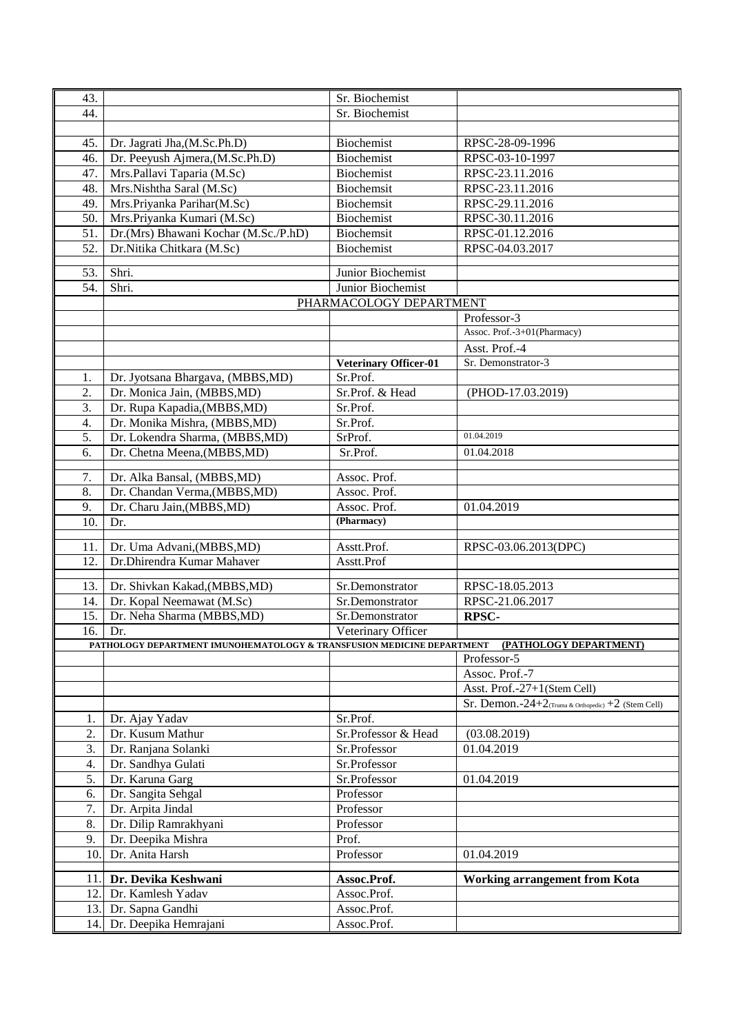| | | | |
|---|---|---|---|
| 43. | | Sr. Biochemist | |
| 44. | | Sr. Biochemist | |
| | | | |
| 45. | Dr. Jagrati Jha,(M.Sc.Ph.D) | Biochemist | RPSC-28-09-1996 |
| 46. | Dr. Peeyush Ajmera,(M.Sc.Ph.D) | Biochemist | RPSC-03-10-1997 |
| 47. | Mrs.Pallavi Taparia (M.Sc) | Biochemist | RPSC-23.11.2016 |
| 48. | Mrs.Nishtha Saral (M.Sc) | Biochemsit | RPSC-23.11.2016 |
| 49. | Mrs.Priyanka Parihar(M.Sc) | Biochemsit | RPSC-29.11.2016 |
| 50. | Mrs.Priyanka Kumari (M.Sc) | Biochemist | RPSC-30.11.2016 |
| 51. | Dr.(Mrs) Bhawani Kochar (M.Sc./P.hD) | Biochemsit | RPSC-01.12.2016 |
| 52. | Dr.Nitika Chitkara (M.Sc) | Biochemist | RPSC-04.03.2017 |
| | | | |
| 53. | Shri. | Junior Biochemist | |
| 54. | Shri. | Junior Biochemist | |
| | PHARMACOLOGY DEPARTMENT | | |
| | | | Professor-3 |
| | | | Assoc. Prof.-3+01(Pharmacy) |
| | | | Asst. Prof.-4 |
| | | **Veterinary Officer-01** | Sr. Demonstrator-3 |
| 1. | Dr. Jyotsana Bhargava, (MBBS,MD) | Sr.Prof. | |
| 2. | Dr. Monica Jain, (MBBS,MD) | Sr.Prof. & Head | (PHOD-17.03.2019) |
| 3. | Dr. Rupa Kapadia,(MBBS,MD) | Sr.Prof. | |
| 4. | Dr. Monika Mishra, (MBBS,MD) | Sr.Prof. | |
| 5. | Dr. Lokendra Sharma, (MBBS,MD) | SrProf. | 01.04.2019 |
| 6. | Dr. Chetna Meena,(MBBS,MD) | Sr.Prof. | 01.04.2018 |
| | | | |
| 7. | Dr. Alka Bansal, (MBBS,MD) | Assoc. Prof. | |
| 8. | Dr. Chandan Verma,(MBBS,MD) | Assoc. Prof. | |
| 9. | Dr. Charu Jain,(MBBS,MD) | Assoc. Prof. | 01.04.2019 |
| 10. | Dr. | **(Pharmacy)** | |
| | | | |
| 11. | Dr. Uma Advani,(MBBS,MD) | Asstt.Prof. | RPSC-03.06.2013(DPC) |
| 12. | Dr.Dhirendra Kumar Mahaver | Asstt.Prof | |
| | | | |
| 13. | Dr. Shivkan Kakad,(MBBS,MD) | Sr.Demonstrator | RPSC-18.05.2013 |
| 14. | Dr. Kopal Neemawat (M.Sc) | Sr.Demonstrator | RPSC-21.06.2017 |
| 15. | Dr. Neha Sharma (MBBS,MD) | Sr.Demonstrator | **RPSC-** |
| 16. | Dr. | Veterinary Officer | |
| | **PATHOLOGY DEPARTMENT IMUNOHEMATOLOGY & TRANSFUSION MEDICINE DEPARTMENT** | | **(PATHOLOGY DEPARTMENT)** |
| | | | Professor-5 |
| | | | Assoc. Prof.-7 |
| | | | Asst. Prof.-27+1(Stem Cell) |
| | | | Sr. Demon.-24+2(Truma & Orthopedic) +2 (Stem Cell) |
| 1. | Dr. Ajay Yadav | Sr.Prof. | |
| 2. | Dr. Kusum Mathur | Sr.Professor & Head | (03.08.2019) |
| 3. | Dr. Ranjana Solanki | Sr.Professor | 01.04.2019 |
| 4. | Dr. Sandhya Gulati | Sr.Professor | |
| 5. | Dr. Karuna Garg | Sr.Professor | 01.04.2019 |
| 6. | Dr. Sangita Sehgal | Professor | |
| 7. | Dr. Arpita Jindal | Professor | |
| 8. | Dr. Dilip Ramrakhyani | Professor | |
| 9. | Dr. Deepika Mishra | Prof. | |
| 10. | Dr. Anita Harsh | Professor | 01.04.2019 |
| | | | |
| 11. | **Dr. Devika Keshwani** | **Assoc.Prof.** | **Working arrangement from Kota** |
| 12. | Dr. Kamlesh Yadav | Assoc.Prof. | |
| 13. | Dr. Sapna Gandhi | Assoc.Prof. | |
| 14. | Dr. Deepika Hemrajani | Assoc.Prof. | |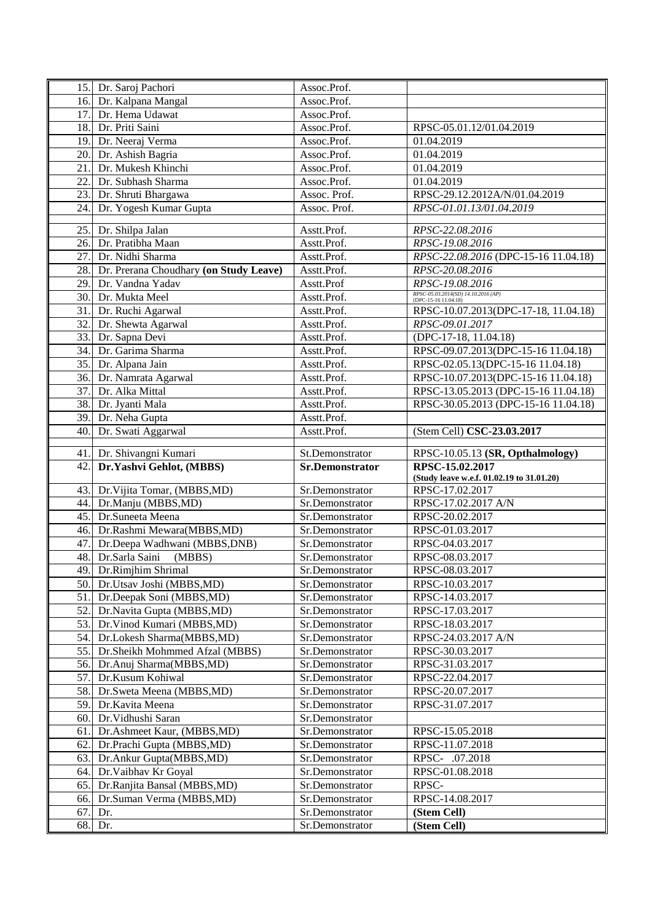| | | | |
|---|---|---|---|
| 15. | Dr. Saroj Pachori | Assoc.Prof. | |
| 16. | Dr. Kalpana Mangal | Assoc.Prof. | |
| 17. | Dr. Hema Udawat | Assoc.Prof. | |
| 18. | Dr. Priti Saini | Assoc.Prof. | RPSC-05.01.12/01.04.2019 |
| 19. | Dr. Neeraj Verma | Assoc.Prof. | 01.04.2019 |
| 20. | Dr. Ashish Bagria | Assoc.Prof. | 01.04.2019 |
| 21. | Dr. Mukesh Khinchi | Assoc.Prof. | 01.04.2019 |
| 22. | Dr. Subhash Sharma | Assoc.Prof. | 01.04.2019 |
| 23. | Dr. Shruti Bhargawa | Assoc. Prof. | RPSC-29.12.2012A/N/01.04.2019 |
| 24. | Dr. Yogesh Kumar Gupta | Assoc. Prof. | *RPSC-01.01.13/01.04.2019* |
| | | | |
| 25. | Dr. Shilpa Jalan | Asstt.Prof. | *RPSC-22.08.2016* |
| 26. | Dr. Pratibha Maan | Asstt.Prof. | *RPSC-19.08.2016* |
| 27. | Dr. Nidhi Sharma | Asstt.Prof. | *RPSC-22.08.2016* (DPC-15-16 11.04.18) |
| 28. | Dr. Prerana Choudhary **(on Study Leave)** | Asstt.Prof. | *RPSC-20.08.2016* |
| 29. | Dr. Vandna Yadav | Asstt.Prof | *RPSC-19.08.2016* |
| 30. | Dr. Mukta Meel | Asstt.Prof. | *RPSC-05.03.2014(SD) 14.10.2016 (AP)* (DPC-15-16 11.04.18) |
| 31. | Dr. Ruchi Agarwal | Asstt.Prof. | RPSC-10.07.2013(DPC-17-18, 11.04.18) |
| 32. | Dr. Shewta Agarwal | Asstt.Prof. | *RPSC-09.01.2017* |
| 33. | Dr. Sapna Devi | Asstt.Prof. | (DPC-17-18, 11.04.18) |
| 34. | Dr. Garima Sharma | Asstt.Prof. | RPSC-09.07.2013(DPC-15-16 11.04.18) |
| 35. | Dr. Alpana Jain | Asstt.Prof. | RPSC-02.05.13(DPC-15-16 11.04.18) |
| 36. | Dr. Namrata Agarwal | Asstt.Prof. | RPSC-10.07.2013(DPC-15-16 11.04.18) |
| 37. | Dr. Alka Mittal | Asstt.Prof. | RPSC-13.05.2013 (DPC-15-16 11.04.18) |
| 38. | Dr. Jyanti Mala | Asstt.Prof. | RPSC-30.05.2013 (DPC-15-16 11.04.18) |
| 39. | Dr. Neha Gupta | Asstt.Prof. | |
| 40. | Dr. Swati Aggarwal | Asstt.Prof. | (Stem Cell) **CSC-23.03.2017** |
| | | | |
| 41. | Dr. Shivangni Kumari | St.Demonstrator | RPSC-10.05.13 **(SR, Opthalmology)** |
| 42. | **Dr.Yashvi Gehlot, (MBBS)** | **Sr.Demonstrator** | **RPSC-15.02.2017** **(Study leave w.e.f. 01.02.19 to 31.01.20)** |
| 43. | Dr.Vijita Tomar, (MBBS,MD) | Sr.Demonstrator | RPSC-17.02.2017 |
| 44. | Dr.Manju (MBBS,MD) | Sr.Demonstrator | RPSC-17.02.2017 A/N |
| 45. | Dr.Suneeta Meena | Sr.Demonstrator | RPSC-20.02.2017 |
| 46. | Dr.Rashmi Mewara(MBBS,MD) | Sr.Demonstrator | RPSC-01.03.2017 |
| 47. | Dr.Deepa Wadhwani (MBBS,DNB) | Sr.Demonstrator | RPSC-04.03.2017 |
| 48. | Dr.Sarla Saini (MBBS) | Sr.Demonstrator | RPSC-08.03.2017 |
| 49. | Dr.Rimjhim Shrimal | Sr.Demonstrator | RPSC-08.03.2017 |
| 50. | Dr.Utsav Joshi (MBBS,MD) | Sr.Demonstrator | RPSC-10.03.2017 |
| 51. | Dr.Deepak Soni (MBBS,MD) | Sr.Demonstrator | RPSC-14.03.2017 |
| 52. | Dr.Navita Gupta (MBBS,MD) | Sr.Demonstrator | RPSC-17.03.2017 |
| 53. | Dr.Vinod Kumari (MBBS,MD) | Sr.Demonstrator | RPSC-18.03.2017 |
| 54. | Dr.Lokesh Sharma(MBBS,MD) | Sr.Demonstrator | RPSC-24.03.2017 A/N |
| 55. | Dr.Sheikh Mohmmed Afzal (MBBS) | Sr.Demonstrator | RPSC-30.03.2017 |
| 56. | Dr.Anuj Sharma(MBBS,MD) | Sr.Demonstrator | RPSC-31.03.2017 |
| 57. | Dr.Kusum Kohiwal | Sr.Demonstrator | RPSC-22.04.2017 |
| 58. | Dr.Sweta Meena (MBBS,MD) | Sr.Demonstrator | RPSC-20.07.2017 |
| 59. | Dr.Kavita Meena | Sr.Demonstrator | RPSC-31.07.2017 |
| 60. | Dr.Vidhushi Saran | Sr.Demonstrator | |
| 61. | Dr.Ashmeet Kaur, (MBBS,MD) | Sr.Demonstrator | RPSC-15.05.2018 |
| 62. | Dr.Prachi Gupta (MBBS,MD) | Sr.Demonstrator | RPSC-11.07.2018 |
| 63. | Dr.Ankur Gupta(MBBS,MD) | Sr.Demonstrator | RPSC- .07.2018 |
| 64. | Dr.Vaibhav Kr Goyal | Sr.Demonstrator | RPSC-01.08.2018 |
| 65. | Dr.Ranjita Bansal (MBBS,MD) | Sr.Demonstrator | RPSC- |
| 66. | Dr.Suman Verma (MBBS,MD) | Sr.Demonstrator | RPSC-14.08.2017 |
| 67. | Dr. | Sr.Demonstrator | **(Stem Cell)** |
| 68. | Dr. | Sr.Demonstrator | **(Stem Cell)** |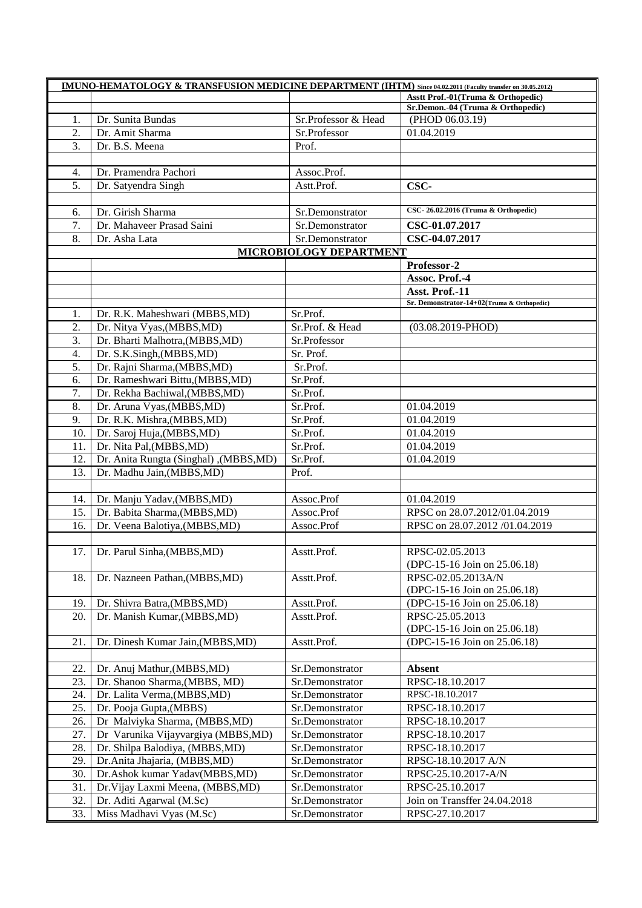| | **IMUNO-HEMATOLOGY & TRANSFUSION MEDICINE DEPARTMENT (IHTM)** Since 04.02.2011 (Faculty transfer on 30.05.2012) | | |
|---|---|---|---|
| | | | **Asstt Prof.-01(Truma & Orthopedic)** |
| | | | **Sr.Demon.-04 (Truma & Orthopedic)** |
| 1. | Dr. Sunita Bundas | Sr.Professor & Head | (PHOD 06.03.19) |
| 2. | Dr. Amit Sharma | Sr.Professor | 01.04.2019 |
| 3. | Dr. B.S. Meena | Prof. | |
| | | | |
| 4. | Dr. Pramendra Pachori | Assoc.Prof. | |
| 5. | Dr. Satyendra Singh | Astt.Prof. | **CSC-** |
| | | | |
| 6. | Dr. Girish Sharma | Sr.Demonstrator | **CSC- 26.02.2016 (Truma & Orthopedic)** |
| 7. | Dr. Mahaveer Prasad Saini | Sr.Demonstrator | **CSC-01.07.2017** |
| 8. | Dr. Asha Lata | Sr.Demonstrator | **CSC-04.07.2017** |
| | | **MICROBIOLOGY DEPARTMENT** | |
| | | | **Professor-2** |
| | | | **Assoc. Prof.-4** |
| | | | **Asst. Prof.-11** |
| | | | **Sr. Demonstrator-14+02(Truma & Orthopedic)** |
| 1. | Dr. R.K. Maheshwari (MBBS,MD) | Sr.Prof. | |
| 2. | Dr. Nitya Vyas,(MBBS,MD) | Sr.Prof. & Head | (03.08.2019-PHOD) |
| 3. | Dr. Bharti Malhotra,(MBBS,MD) | Sr.Professor | |
| 4. | Dr. S.K.Singh,(MBBS,MD) | Sr. Prof. | |
| 5. | Dr. Rajni Sharma,(MBBS,MD) | Sr.Prof. | |
| 6. | Dr. Rameshwari Bittu,(MBBS,MD) | Sr.Prof. | |
| 7. | Dr. Rekha Bachiwal,(MBBS,MD) | Sr.Prof. | |
| 8. | Dr. Aruna Vyas,(MBBS,MD) | Sr.Prof. | 01.04.2019 |
| 9. | Dr. R.K. Mishra,(MBBS,MD) | Sr.Prof. | 01.04.2019 |
| 10. | Dr. Saroj Huja,(MBBS,MD) | Sr.Prof. | 01.04.2019 |
| 11. | Dr. Nita Pal,(MBBS,MD) | Sr.Prof. | 01.04.2019 |
| 12. | Dr. Anita Rungta (Singhal) ,(MBBS,MD) | Sr.Prof. | 01.04.2019 |
| 13. | Dr. Madhu Jain,(MBBS,MD) | Prof. | |
| | | | |
| 14. | Dr. Manju Yadav,(MBBS,MD) | Assoc.Prof | 01.04.2019 |
| 15. | Dr. Babita Sharma,(MBBS,MD) | Assoc.Prof | RPSC on 28.07.2012/01.04.2019 |
| 16. | Dr. Veena Balotiya,(MBBS,MD) | Assoc.Prof | RPSC on 28.07.2012 /01.04.2019 |
| | | | |
| 17. | Dr. Parul Sinha,(MBBS,MD) | Asstt.Prof. | RPSC-02.05.2013 (DPC-15-16 Join on 25.06.18) |
| 18. | Dr. Nazneen Pathan,(MBBS,MD) | Asstt.Prof. | RPSC-02.05.2013A/N (DPC-15-16 Join on 25.06.18) |
| 19. | Dr. Shivra Batra,(MBBS,MD) | Asstt.Prof. | (DPC-15-16 Join on 25.06.18) |
| 20. | Dr. Manish Kumar,(MBBS,MD) | Asstt.Prof. | RPSC-25.05.2013 (DPC-15-16 Join on 25.06.18) |
| 21. | Dr. Dinesh Kumar Jain,(MBBS,MD) | Asstt.Prof. | (DPC-15-16 Join on 25.06.18) |
| | | | |
| 22. | Dr. Anuj Mathur,(MBBS,MD) | Sr.Demonstrator | **Absent** |
| 23. | Dr. Shanoo Sharma,(MBBS, MD) | Sr.Demonstrator | RPSC-18.10.2017 |
| 24. | Dr. Lalita Verma,(MBBS,MD) | Sr.Demonstrator | RPSC-18.10.2017 |
| 25. | Dr. Pooja Gupta,(MBBS) | Sr.Demonstrator | RPSC-18.10.2017 |
| 26. | Dr Malviyka Sharma, (MBBS,MD) | Sr.Demonstrator | RPSC-18.10.2017 |
| 27. | Dr Varunika Vijayvargiya (MBBS,MD) | Sr.Demonstrator | RPSC-18.10.2017 |
| 28. | Dr. Shilpa Balodiya, (MBBS,MD) | Sr.Demonstrator | RPSC-18.10.2017 |
| 29. | Dr.Anita Jhajaria, (MBBS,MD) | Sr.Demonstrator | RPSC-18.10.2017 A/N |
| 30. | Dr.Ashok kumar Yadav(MBBS,MD) | Sr.Demonstrator | RPSC-25.10.2017-A/N |
| 31. | Dr.Vijay Laxmi Meena, (MBBS,MD) | Sr.Demonstrator | RPSC-25.10.2017 |
| 32. | Dr. Aditi Agarwal (M.Sc) | Sr.Demonstrator | Join on Transffer 24.04.2018 |
| 33. | Miss Madhavi Vyas (M.Sc) | Sr.Demonstrator | RPSC-27.10.2017 |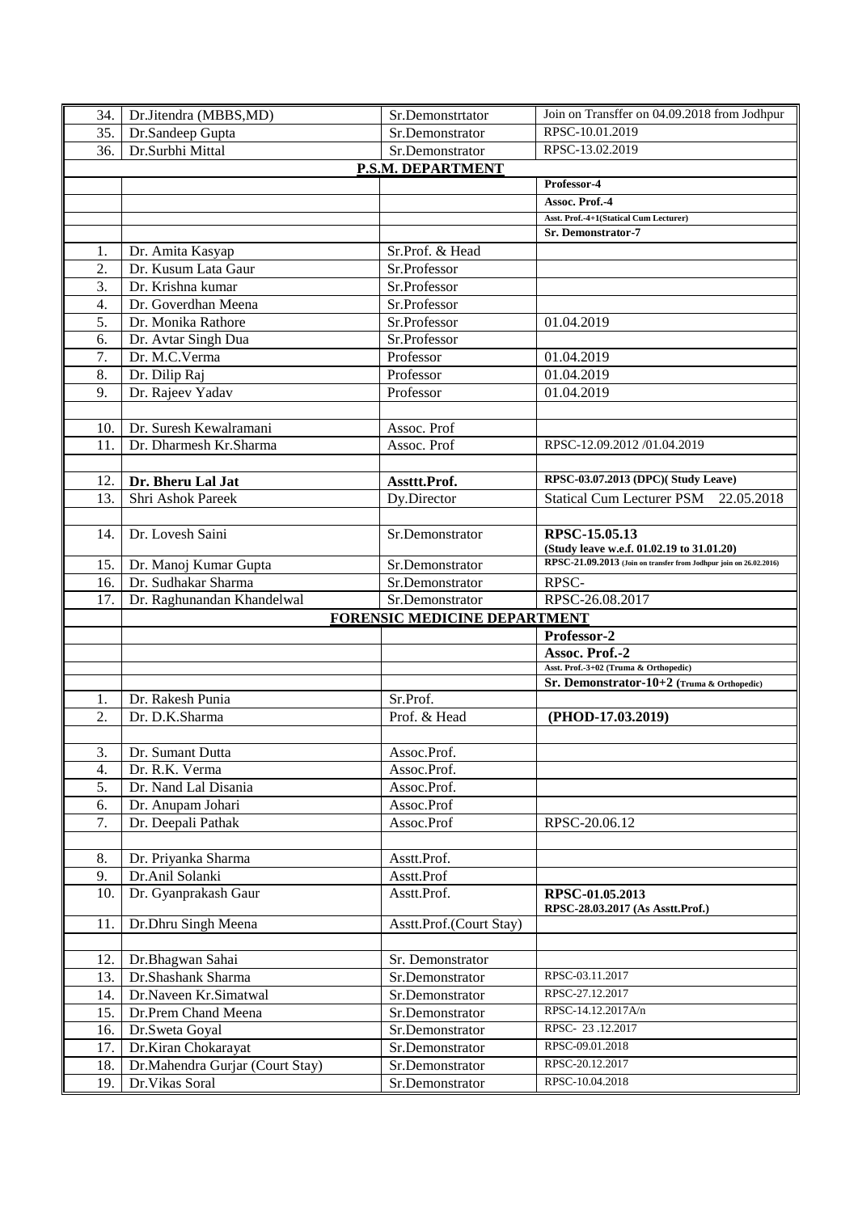| | | | |
|---|---|---|---|
| 34. | Dr.Jitendra (MBBS,MD) | Sr.Demonstrtator | Join on Transffer on 04.09.2018 from Jodhpur |
| 35. | Dr.Sandeep Gupta | Sr.Demonstrator | RPSC-10.01.2019 |
| 36. | Dr.Surbhi Mittal | Sr.Demonstrator | RPSC-13.02.2019 |
| | | **P.S.M. DEPARTMENT** | |
| | | | **Professor-4** |
| | | | **Assoc. Prof.-4** |
| | | | **Asst. Prof.-4+1(Statical Cum Lecturer)** |
| | | | **Sr. Demonstrator-7** |
| 1. | Dr. Amita Kasyap | Sr.Prof. & Head | |
| 2. | Dr. Kusum Lata Gaur | Sr.Professor | |
| 3. | Dr. Krishna kumar | Sr.Professor | |
| 4. | Dr. Goverdhan Meena | Sr.Professor | |
| 5. | Dr. Monika Rathore | Sr.Professor | 01.04.2019 |
| 6. | Dr. Avtar Singh Dua | Sr.Professor | |
| 7. | Dr. M.C.Verma | Professor | 01.04.2019 |
| 8. | Dr. Dilip Raj | Professor | 01.04.2019 |
| 9. | Dr. Rajeev Yadav | Professor | 01.04.2019 |
| | | | |
| 10. | Dr. Suresh Kewalramani | Assoc. Prof | |
| 11. | Dr. Dharmesh Kr.Sharma | Assoc. Prof | RPSC-12.09.2012 /01.04.2019 |
| | | | |
| 12. | **Dr. Bheru Lal Jat** | **Assttt.Prof.** | **RPSC-03.07.2013 (DPC)( Study Leave)** |
| 13. | Shri Ashok Pareek | Dy.Director | Statical Cum Lecturer PSM 22.05.2018 |
| | | | |
| 14. | Dr. Lovesh Saini | Sr.Demonstrator | **RPSC-15.05.13 (Study leave w.e.f. 01.02.19 to 31.01.20)** |
| 15. | Dr. Manoj Kumar Gupta | Sr.Demonstrator | **RPSC-21.09.2013 (Join on transfer from Jodhpur join on 26.02.2016)** |
| 16. | Dr. Sudhakar Sharma | Sr.Demonstrator | RPSC- |
| 17. | Dr. Raghunandan Khandelwal | Sr.Demonstrator | RPSC-26.08.2017 |
| | | **FORENSIC MEDICINE DEPARTMENT** | |
| | | | **Professor-2** |
| | | | **Assoc. Prof.-2** |
| | | | **Asst. Prof.-3+02 (Truma & Orthopedic)** |
| | | | **Sr. Demonstrator-10+2 (Truma & Orthopedic)** |
| 1. | Dr. Rakesh Punia | Sr.Prof. | |
| 2. | Dr. D.K.Sharma | Prof. & Head | **(PHOD-17.03.2019)** |
| | | | |
| 3. | Dr. Sumant Dutta | Assoc.Prof. | |
| 4. | Dr. R.K. Verma | Assoc.Prof. | |
| 5. | Dr. Nand Lal Disania | Assoc.Prof. | |
| 6. | Dr. Anupam Johari | Assoc.Prof | |
| 7. | Dr. Deepali Pathak | Assoc.Prof | RPSC-20.06.12 |
| | | | |
| 8. | Dr. Priyanka Sharma | Asstt.Prof. | |
| 9. | Dr.Anil Solanki | Asstt.Prof | |
| 10. | Dr. Gyanprakash Gaur | Asstt.Prof. | **RPSC-01.05.2013 RPSC-28.03.2017 (As Asstt.Prof.)** |
| 11. | Dr.Dhru Singh Meena | Asstt.Prof.(Court Stay) | |
| | | | |
| 12. | Dr.Bhagwan Sahai | Sr. Demonstrator | |
| 13. | Dr.Shashank Sharma | Sr.Demonstrator | RPSC-03.11.2017 |
| 14. | Dr.Naveen Kr.Simatwal | Sr.Demonstrator | RPSC-27.12.2017 |
| 15. | Dr.Prem Chand Meena | Sr.Demonstrator | RPSC-14.12.2017A/n |
| 16. | Dr.Sweta Goyal | Sr.Demonstrator | RPSC- 23 .12.2017 |
| 17. | Dr.Kiran Chokarayat | Sr.Demonstrator | RPSC-09.01.2018 |
| 18. | Dr.Mahendra Gurjar (Court Stay) | Sr.Demonstrator | RPSC-20.12.2017 |
| 19. | Dr.Vikas Soral | Sr.Demonstrator | RPSC-10.04.2018 |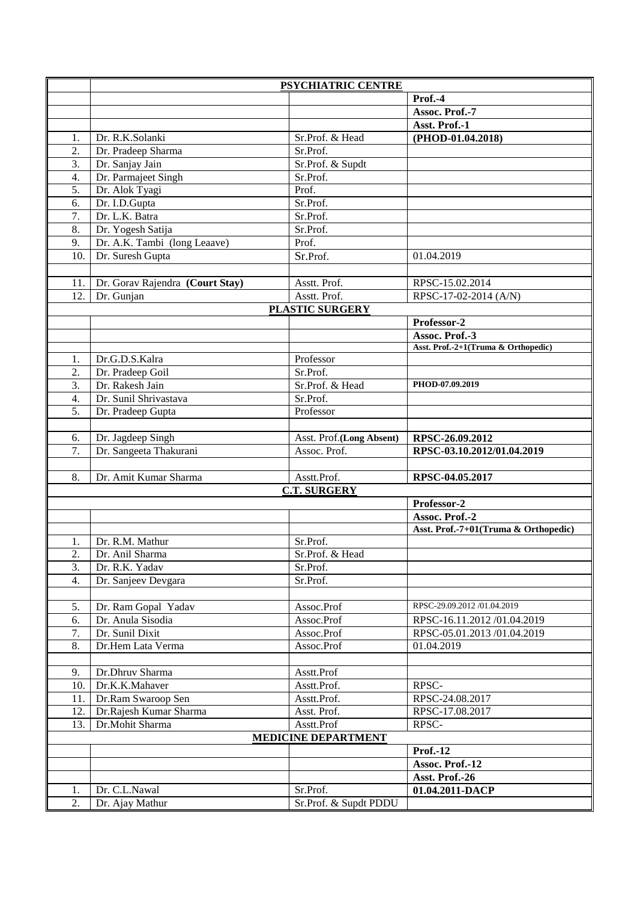| | | | |
|---|---|---|---|
| | **PSYCHIATRIC CENTRE** | | |
| | | | **Prof.-4** |
| | | | **Assoc. Prof.-7** |
| | | | **Asst. Prof.-1** |
| 1. | Dr. R.K.Solanki | Sr.Prof. & Head | **(PHOD-01.04.2018)** |
| 2. | Dr. Pradeep Sharma | Sr.Prof. | |
| 3. | Dr. Sanjay Jain | Sr.Prof. & Supdt | |
| 4. | Dr. Parmajeet Singh | Sr.Prof. | |
| 5. | Dr. Alok Tyagi | Prof. | |
| 6. | Dr. I.D.Gupta | Sr.Prof. | |
| 7. | Dr. L.K. Batra | Sr.Prof. | |
| 8. | Dr. Yogesh Satija | Sr.Prof. | |
| 9. | Dr. A.K. Tambi (long Leaave) | Prof. | |
| 10. | Dr. Suresh Gupta | Sr.Prof. | 01.04.2019 |
| | | | |
| 11. | Dr. Gorav Rajendra **(Court Stay)** | Asstt. Prof. | RPSC-15.02.2014 |
| 12. | Dr. Gunjan | Asstt. Prof. | RPSC-17-02-2014 (A/N) |
| | **PLASTIC SURGERY** | | |
| | | | **Professor-2** |
| | | | **Assoc. Prof.-3** |
| | | | **Asst. Prof.-2+1(Truma & Orthopedic)** |
| 1. | Dr.G.D.S.Kalra | Professor | |
| 2. | Dr. Pradeep Goil | Sr.Prof. | |
| 3. | Dr. Rakesh Jain | Sr.Prof. & Head | **PHOD-07.09.2019** |
| 4. | Dr. Sunil Shrivastava | Sr.Prof. | |
| 5. | Dr. Pradeep Gupta | Professor | |
| | | | |
| 6. | Dr. Jagdeep Singh | Asst. Prof.**(Long Absent)** | **RPSC-26.09.2012** |
| 7. | Dr. Sangeeta Thakurani | Assoc. Prof. | **RPSC-03.10.2012/01.04.2019** |
| | | | |
| 8. | Dr. Amit Kumar Sharma | Asstt.Prof. | **RPSC-04.05.2017** |
| | **C.T. SURGERY** | | |
| | | | **Professor-2** |
| | | | **Assoc. Prof.-2** |
| | | | **Asst. Prof.-7+01(Truma & Orthopedic)** |
| 1. | Dr. R.M. Mathur | Sr.Prof. | |
| 2. | Dr. Anil Sharma | Sr.Prof. & Head | |
| 3. | Dr. R.K. Yadav | Sr.Prof. | |
| 4. | Dr. Sanjeev Devgara | Sr.Prof. | |
| | | | |
| 5. | Dr. Ram Gopal Yadav | Assoc.Prof | RPSC-29.09.2012 /01.04.2019 |
| 6. | Dr. Anula Sisodia | Assoc.Prof | RPSC-16.11.2012 /01.04.2019 |
| 7. | Dr. Sunil Dixit | Assoc.Prof | RPSC-05.01.2013 /01.04.2019 |
| 8. | Dr.Hem Lata Verma | Assoc.Prof | 01.04.2019 |
| | | | |
| 9. | Dr.Dhruv Sharma | Asstt.Prof | |
| 10. | Dr.K.K.Mahaver | Asstt.Prof. | RPSC- |
| 11. | Dr.Ram Swaroop Sen | Asstt.Prof. | RPSC-24.08.2017 |
| 12. | Dr.Rajesh Kumar Sharma | Asst. Prof. | RPSC-17.08.2017 |
| 13. | Dr.Mohit Sharma | Asstt.Prof | RPSC- |
| | **MEDICINE DEPARTMENT** | | |
| | | | **Prof.-12** |
| | | | **Assoc. Prof.-12** |
| | | | **Asst. Prof.-26** |
| 1. | Dr. C.L.Nawal | Sr.Prof. | **01.04.2011-DACP** |
| 2. | Dr. Ajay Mathur | Sr.Prof. & Supdt PDDU | |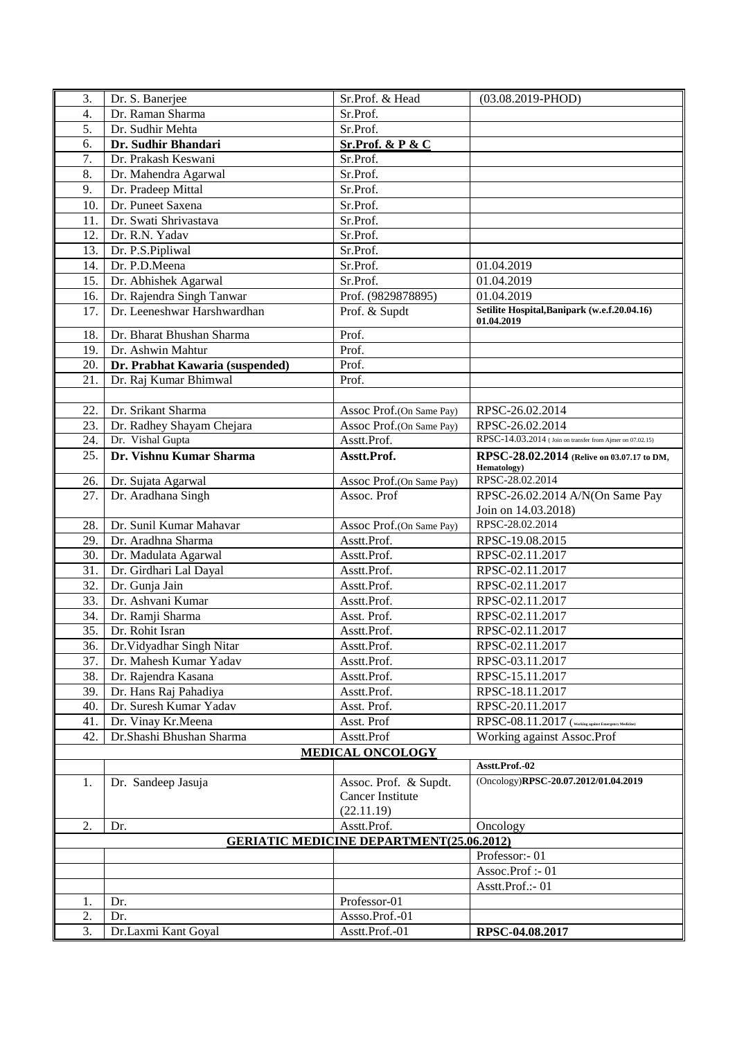| | | | |
|---|---|---|---|
| 3. | Dr. S. Banerjee | Sr.Prof. & Head | (03.08.2019-PHOD) |
| 4. | Dr. Raman Sharma | Sr.Prof. | |
| 5. | Dr. Sudhir Mehta | Sr.Prof. | |
| 6. | **Dr. Sudhir Bhandari** | **Sr.Prof. & P & C** | |
| 7. | Dr. Prakash Keswani | Sr.Prof. | |
| 8. | Dr. Mahendra Agarwal | Sr.Prof. | |
| 9. | Dr. Pradeep Mittal | Sr.Prof. | |
| 10. | Dr. Puneet Saxena | Sr.Prof. | |
| 11. | Dr. Swati Shrivastava | Sr.Prof. | |
| 12. | Dr. R.N. Yadav | Sr.Prof. | |
| 13. | Dr. P.S.Pipliwal | Sr.Prof. | |
| 14. | Dr. P.D.Meena | Sr.Prof. | 01.04.2019 |
| 15. | Dr. Abhishek Agarwal | Sr.Prof. | 01.04.2019 |
| 16. | Dr. Rajendra Singh Tanwar | Prof. (9829878895) | 01.04.2019 |
| 17. | Dr. Leeneshwar Harshwardhan | Prof. & Supdt | **Setilite Hospital,Banipark (w.e.f.20.04.16) 01.04.2019** |
| 18. | Dr. Bharat Bhushan Sharma | Prof. | |
| 19. | Dr. Ashwin Mahtur | Prof. | |
| 20. | **Dr. Prabhat Kawaria (suspended)** | Prof. | |
| 21. | Dr. Raj Kumar Bhimwal | Prof. | |
| | | | |
| 22. | Dr. Srikant Sharma | Assoc Prof.(On Same Pay) | RPSC-26.02.2014 |
| 23. | Dr. Radhey Shayam Chejara | Assoc Prof.(On Same Pay) | RPSC-26.02.2014 |
| 24. | Dr. Vishal Gupta | Asstt.Prof. | RPSC-14.03.2014 ( Join on transfer from Ajmer on 07.02.15) |
| 25. | **Dr. Vishnu Kumar Sharma** | **Asstt.Prof.** | **RPSC-28.02.2014 (Relive on 03.07.17 to DM, Hematology)** |
| 26. | Dr. Sujata Agarwal | Assoc Prof.(On Same Pay) | RPSC-28.02.2014 |
| 27. | Dr. Aradhana Singh | Assoc. Prof | RPSC-26.02.2014 A/N(On Same Pay Join on 14.03.2018) |
| 28. | Dr. Sunil Kumar Mahavar | Assoc Prof.(On Same Pay) | RPSC-28.02.2014 |
| 29. | Dr. Aradhna Sharma | Asstt.Prof. | RPSC-19.08.2015 |
| 30. | Dr. Madulata Agarwal | Asstt.Prof. | RPSC-02.11.2017 |
| 31. | Dr. Girdhari Lal Dayal | Asstt.Prof. | RPSC-02.11.2017 |
| 32. | Dr. Gunja Jain | Asstt.Prof. | RPSC-02.11.2017 |
| 33. | Dr. Ashvani Kumar | Asstt.Prof. | RPSC-02.11.2017 |
| 34. | Dr. Ramji Sharma | Asst. Prof. | RPSC-02.11.2017 |
| 35. | Dr. Rohit Isran | Asstt.Prof. | RPSC-02.11.2017 |
| 36. | Dr.Vidyadhar Singh Nitar | Asstt.Prof. | RPSC-02.11.2017 |
| 37. | Dr. Mahesh Kumar Yadav | Asstt.Prof. | RPSC-03.11.2017 |
| 38. | Dr. Rajendra Kasana | Asstt.Prof. | RPSC-15.11.2017 |
| 39. | Dr. Hans Raj Pahadiya | Asstt.Prof. | RPSC-18.11.2017 |
| 40. | Dr. Suresh Kumar Yadav | Asst. Prof. | RPSC-20.11.2017 |
| 41. | Dr. Vinay Kr.Meena | Asst. Prof | RPSC-08.11.2017 ( Working against Emergency Medicine) |
| 42. | Dr.Shashi Bhushan Sharma | Asstt.Prof | Working against Assoc.Prof |
| | | **MEDICAL ONCOLOGY** | |
| | | | **Asstt.Prof.-02** |
| 1. | Dr. Sandeep Jasuja | Assoc. Prof. & Supdt. Cancer Institute (22.11.19) | (Oncology)**RPSC-20.07.2012/01.04.2019** |
| 2. | Dr. | Asstt.Prof. | Oncology |
| | | **GERIATIC MEDICINE DEPARTMENT(25.06.2012)** | |
| | | | Professor:- 01 |
| | | | Assoc.Prof :- 01 |
| | | | Asstt.Prof.:- 01 |
| 1. | Dr. | Professor-01 | |
| 2. | Dr. | Assso.Prof.-01 | |
| 3. | Dr.Laxmi Kant Goyal | Asstt.Prof.-01 | **RPSC-04.08.2017** |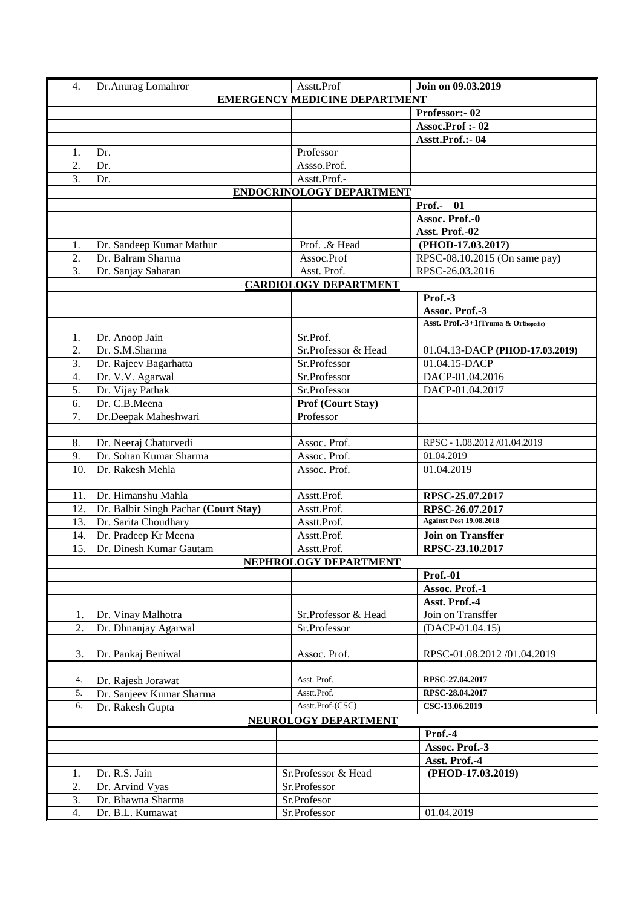| 4. | Dr.Anurag Lomahror | Asstt.Prof | **Join on 09.03.2019** |
|---|---|---|---|
| | | **EMERGENCY MEDICINE DEPARTMENT** | |
| | | | **Professor:- 02** |
| | | | **Assoc.Prof :- 02** |
| | | | **Asstt.Prof.:- 04** |
| 1. | Dr. | Professor | |
| 2. | Dr. | Assso.Prof. | |
| 3. | Dr. | Asstt.Prof.- | |
| | | **ENDOCRINOLOGY DEPARTMENT** | |
| | | | **Prof.- 01** |
| | | | **Assoc. Prof.-0** |
| | | | **Asst. Prof.-02** |
| 1. | Dr. Sandeep Kumar Mathur | Prof. .& Head | **(PHOD-17.03.2017)** |
| 2. | Dr. Balram Sharma | Assoc.Prof | RPSC-08.10.2015 (On same pay) |
| 3. | Dr. Sanjay Saharan | Asst. Prof. | RPSC-26.03.2016 |
| | | **CARDIOLOGY DEPARTMENT** | |
| | | | **Prof.-3** |
| | | | **Assoc. Prof.-3** |
| | | | **Asst. Prof.-3+1(Truma & Orthopedic)** |
| 1. | Dr. Anoop Jain | Sr.Prof. | |
| 2. | Dr. S.M.Sharma | Sr.Professor & Head | 01.04.13-DACP **(PHOD-17.03.2019)** |
| 3. | Dr. Rajeev Bagarhatta | Sr.Professor | 01.04.15-DACP |
| 4. | Dr. V.V. Agarwal | Sr.Professor | DACP-01.04.2016 |
| 5. | Dr. Vijay Pathak | Sr.Professor | DACP-01.04.2017 |
| 6. | Dr. C.B.Meena | **Prof (Court Stay)** | |
| 7. | Dr.Deepak Maheshwari | Professor | |
| | | | |
| 8. | Dr. Neeraj Chaturvedi | Assoc. Prof. | RPSC - 1.08.2012 /01.04.2019 |
| 9. | Dr. Sohan Kumar Sharma | Assoc. Prof. | 01.04.2019 |
| 10. | Dr. Rakesh Mehla | Assoc. Prof. | 01.04.2019 |
| | | | |
| 11. | Dr. Himanshu Mahla | Asstt.Prof. | **RPSC-25.07.2017** |
| 12. | Dr. Balbir Singh Pachar **(Court Stay)** | Asstt.Prof. | **RPSC-26.07.2017** |
| 13. | Dr. Sarita Choudhary | Asstt.Prof. | **Against Post 19.08.2018** |
| 14. | Dr. Pradeep Kr Meena | Asstt.Prof. | **Join on Transffer** |
| 15. | Dr. Dinesh Kumar Gautam | Asstt.Prof. | **RPSC-23.10.2017** |
| | | **NEPHROLOGY DEPARTMENT** | |
| | | | **Prof.-01** |
| | | | **Assoc. Prof.-1** |
| | | | **Asst. Prof.-4** |
| 1. | Dr. Vinay Malhotra | Sr.Professor & Head | Join on Transffer |
| 2. | Dr. Dhnanjay Agarwal | Sr.Professor | (DACP-01.04.15) |
| | | | |
| 3. | Dr. Pankaj Beniwal | Assoc. Prof. | RPSC-01.08.2012 /01.04.2019 |
| | | | |
| 4. | Dr. Rajesh Jorawat | Asst. Prof. | **RPSC-27.04.2017** |
| 5. | Dr. Sanjeev Kumar Sharma | Asstt.Prof. | **RPSC-28.04.2017** |
| 6. | Dr. Rakesh Gupta | Asstt.Prof-(CSC) | **CSC-13.06.2019** |
| | | **NEUROLOGY DEPARTMENT** | |
| | | | **Prof.-4** |
| | | | **Assoc. Prof.-3** |
| | | | **Asst. Prof.-4** |
| 1. | Dr. R.S. Jain | Sr.Professor & Head | **(PHOD-17.03.2019)** |
| 2. | Dr. Arvind Vyas | Sr.Professor | |
| 3. | Dr. Bhawna Sharma | Sr.Profesor | |
| 4. | Dr. B.L. Kumawat | Sr.Professor | 01.04.2019 |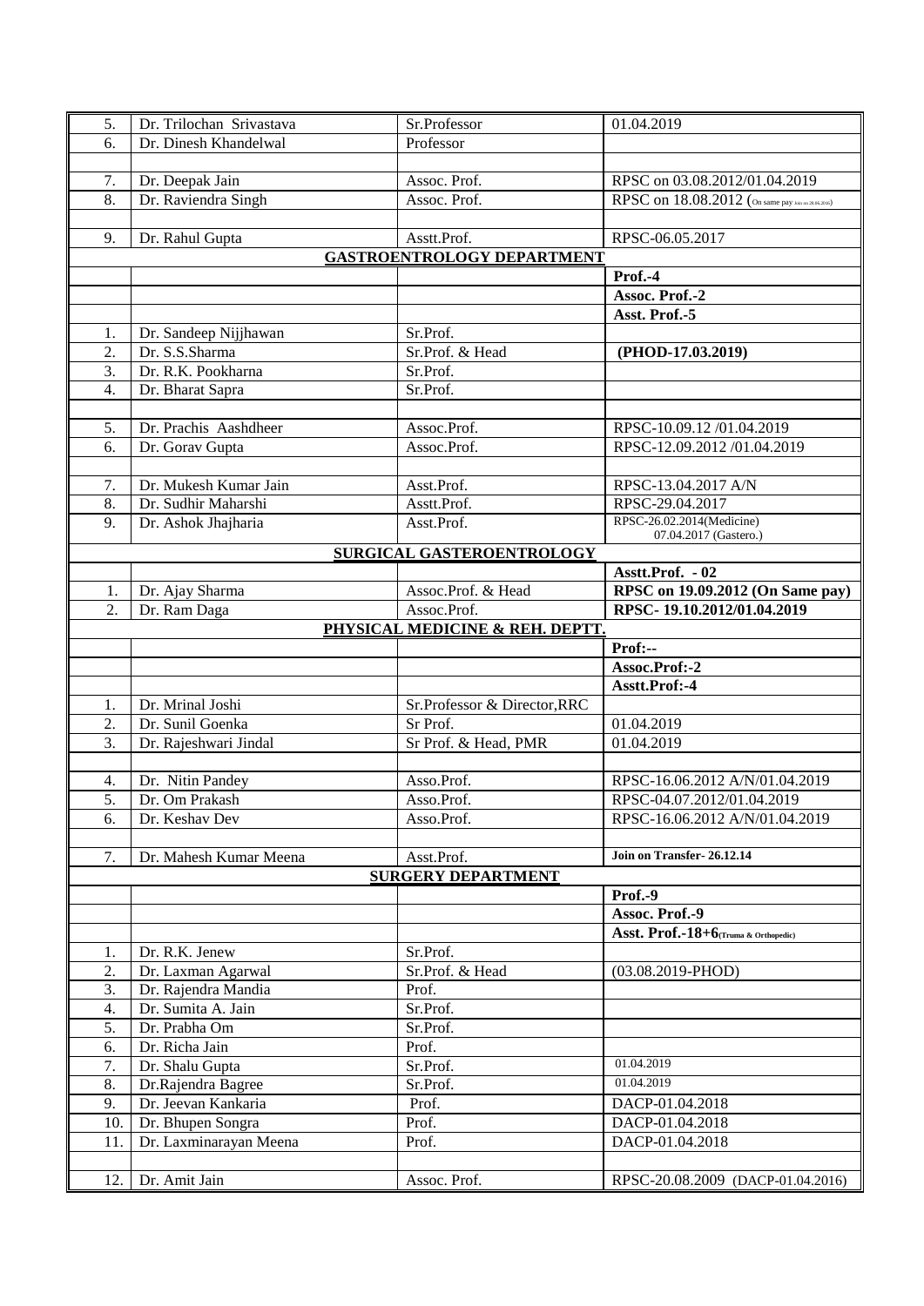| | | | |
|---|---|---|---|
| 5. | Dr. Trilochan Srivastava | Sr.Professor | 01.04.2019 |
| 6. | Dr. Dinesh Khandelwal | Professor | |
| | | | |
| 7. | Dr. Deepak Jain | Assoc. Prof. | RPSC on 03.08.2012/01.04.2019 |
| 8. | Dr. Raviendra Singh | Assoc. Prof. | RPSC on 18.08.2012 (On same pay Join on 28.06.2016) |
| | | | |
| 9. | Dr. Rahul Gupta | Asstt.Prof. | RPSC-06.05.2017 |
| | | **GASTROENTROLOGY DEPARTMENT** | |
| | | | **Prof.-4** |
| | | | **Assoc. Prof.-2** |
| | | | **Asst. Prof.-5** |
| 1. | Dr. Sandeep Nijjhawan | Sr.Prof. | |
| 2. | Dr. S.S.Sharma | Sr.Prof. & Head | **(PHOD-17.03.2019)** |
| 3. | Dr. R.K. Pookharna | Sr.Prof. | |
| 4. | Dr. Bharat Sapra | Sr.Prof. | |
| | | | |
| 5. | Dr. Prachis Aashdheer | Assoc.Prof. | RPSC-10.09.12 /01.04.2019 |
| 6. | Dr. Gorav Gupta | Assoc.Prof. | RPSC-12.09.2012 /01.04.2019 |
| | | | |
| 7. | Dr. Mukesh Kumar Jain | Asst.Prof. | RPSC-13.04.2017 A/N |
| 8. | Dr. Sudhir Maharshi | Asstt.Prof. | RPSC-29.04.2017 |
| 9. | Dr. Ashok Jhajharia | Asst.Prof. | RPSC-26.02.2014(Medicine) 07.04.2017 (Gastero.) |
| | | **SURGICAL GASTEROENTROLOGY** | |
| | | | **Asstt.Prof. - 02** |
| 1. | Dr. Ajay Sharma | Assoc.Prof. & Head | **RPSC on 19.09.2012 (On Same pay)** |
| 2. | Dr. Ram Daga | Assoc.Prof. | **RPSC- 19.10.2012/01.04.2019** |
| | | **PHYSICAL MEDICINE & REH. DEPTT.** | |
| | | | **Prof:--** |
| | | | **Assoc.Prof:-2** |
| | | | **Asstt.Prof:-4** |
| 1. | Dr. Mrinal Joshi | Sr.Professor & Director,RRC | |
| 2. | Dr. Sunil Goenka | Sr Prof. | 01.04.2019 |
| 3. | Dr. Rajeshwari Jindal | Sr Prof. & Head, PMR | 01.04.2019 |
| | | | |
| 4. | Dr. Nitin Pandey | Asso.Prof. | RPSC-16.06.2012 A/N/01.04.2019 |
| 5. | Dr. Om Prakash | Asso.Prof. | RPSC-04.07.2012/01.04.2019 |
| 6. | Dr. Keshav Dev | Asso.Prof. | RPSC-16.06.2012 A/N/01.04.2019 |
| | | | |
| 7. | Dr. Mahesh Kumar Meena | Asst.Prof. | **Join on Transfer- 26.12.14** |
| | | **SURGERY DEPARTMENT** | |
| | | | **Prof.-9** |
| | | | **Assoc. Prof.-9** |
| | | | **Asst. Prof.-18+6(Truma & Orthopedic)** |
| 1. | Dr. R.K. Jenew | Sr.Prof. | |
| 2. | Dr. Laxman Agarwal | Sr.Prof. & Head | (03.08.2019-PHOD) |
| 3. | Dr. Rajendra Mandia | Prof. | |
| 4. | Dr. Sumita A. Jain | Sr.Prof. | |
| 5. | Dr. Prabha Om | Sr.Prof. | |
| 6. | Dr. Richa Jain | Prof. | |
| 7. | Dr. Shalu Gupta | Sr.Prof. | 01.04.2019 |
| 8. | Dr.Rajendra Bagree | Sr.Prof. | 01.04.2019 |
| 9. | Dr. Jeevan Kankaria | Prof. | DACP-01.04.2018 |
| 10. | Dr. Bhupen Songra | Prof. | DACP-01.04.2018 |
| 11. | Dr. Laxminarayan Meena | Prof. | DACP-01.04.2018 |
| | | | |
| 12. | Dr. Amit Jain | Assoc. Prof. | RPSC-20.08.2009 (DACP-01.04.2016) |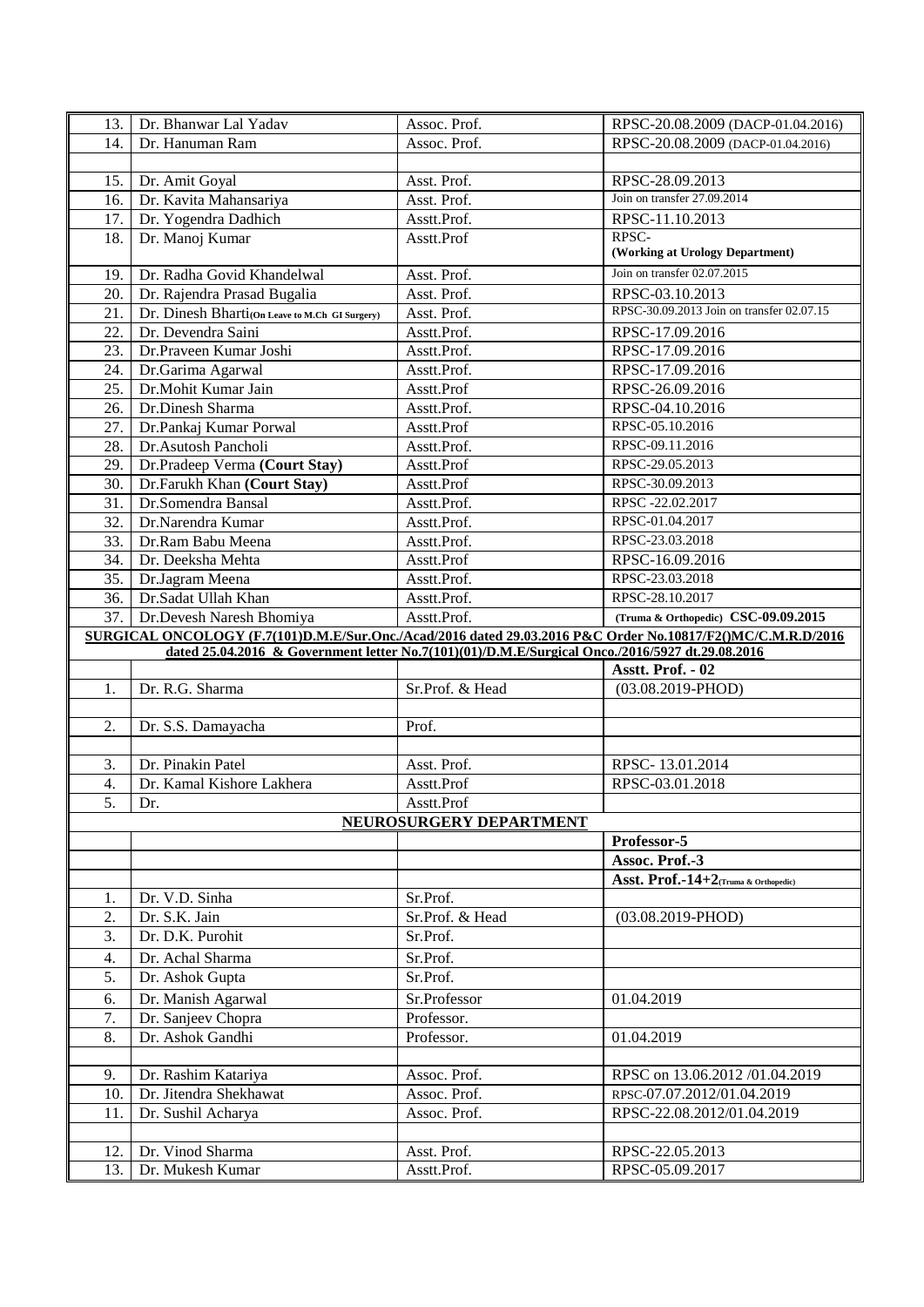| | | | |
|---|---|---|---|
| 13. | Dr. Bhanwar Lal Yadav | Assoc. Prof. | RPSC-20.08.2009 (DACP-01.04.2016) |
| 14. | Dr. Hanuman Ram | Assoc. Prof. | RPSC-20.08.2009 (DACP-01.04.2016) |
| | | | |
| 15. | Dr. Amit Goyal | Asst. Prof. | RPSC-28.09.2013 |
| 16. | Dr. Kavita Mahansariya | Asst. Prof. | Join on transfer 27.09.2014 |
| 17. | Dr. Yogendra Dadhich | Asstt.Prof. | RPSC-11.10.2013 |
| 18. | Dr. Manoj Kumar | Asstt.Prof | RPSC- **(Working at Urology Department)** |
| 19. | Dr. Radha Govid Khandelwal | Asst. Prof. | Join on transfer 02.07.2015 |
| 20. | Dr. Rajendra Prasad Bugalia | Asst. Prof. | RPSC-03.10.2013 |
| 21. | Dr. Dinesh Bharti**(On Leave to M.Ch GI Surgery)** | Asst. Prof. | RPSC-30.09.2013 Join on transfer 02.07.15 |
| 22. | Dr. Devendra Saini | Asstt.Prof. | RPSC-17.09.2016 |
| 23. | Dr.Praveen Kumar Joshi | Asstt.Prof. | RPSC-17.09.2016 |
| 24. | Dr.Garima Agarwal | Asstt.Prof. | RPSC-17.09.2016 |
| 25. | Dr.Mohit Kumar Jain | Asstt.Prof | RPSC-26.09.2016 |
| 26. | Dr.Dinesh Sharma | Asstt.Prof. | RPSC-04.10.2016 |
| 27. | Dr.Pankaj Kumar Porwal | Asstt.Prof | RPSC-05.10.2016 |
| 28. | Dr.Asutosh Pancholi | Asstt.Prof. | RPSC-09.11.2016 |
| 29. | Dr.Pradeep Verma **(Court Stay)** | Asstt.Prof | RPSC-29.05.2013 |
| 30. | Dr.Farukh Khan **(Court Stay)** | Asstt.Prof | RPSC-30.09.2013 |
| 31. | Dr.Somendra Bansal | Asstt.Prof. | RPSC -22.02.2017 |
| 32. | Dr.Narendra Kumar | Asstt.Prof. | RPSC-01.04.2017 |
| 33. | Dr.Ram Babu Meena | Asstt.Prof. | RPSC-23.03.2018 |
| 34. | Dr. Deeksha Mehta | Asstt.Prof | RPSC-16.09.2016 |
| 35. | Dr.Jagram Meena | Asstt.Prof. | RPSC-23.03.2018 |
| 36. | Dr.Sadat Ullah Khan | Asstt.Prof. | RPSC-28.10.2017 |
| 37. | Dr.Devesh Naresh Bhomiya | Asstt.Prof. | **(Truma & Orthopedic) CSC-09.09.2015** |
| **SURGICAL ONCOLOGY (F.7(101)D.M.E/Sur.Onc./Acad/2016 dated 29.03.2016 P&C Order No.10817/F2()MC/C.M.R.D/2016 dated 25.04.2016 & Government letter No.7(101)(01)/D.M.E/Surgical Onco./2016/5927 dt.29.08.2016** | | | |
| | | | **Asstt. Prof. - 02** |
| 1. | Dr. R.G. Sharma | Sr.Prof. & Head | (03.08.2019-PHOD) |
| | | | |
| 2. | Dr. S.S. Damayacha | Prof. | |
| | | | |
| 3. | Dr. Pinakin Patel | Asst. Prof. | RPSC- 13.01.2014 |
| 4. | Dr. Kamal Kishore Lakhera | Asstt.Prof | RPSC-03.01.2018 |
| 5. | Dr. | Asstt.Prof | |
| **NEUROSURGERY DEPARTMENT** | | | |
| | | | **Professor-5** |
| | | | **Assoc. Prof.-3** |
| | | | **Asst. Prof.-14+2(Truma & Orthopedic)** |
| 1. | Dr. V.D. Sinha | Sr.Prof. | |
| 2. | Dr. S.K. Jain | Sr.Prof. & Head | (03.08.2019-PHOD) |
| 3. | Dr. D.K. Purohit | Sr.Prof. | |
| 4. | Dr. Achal Sharma | Sr.Prof. | |
| 5. | Dr. Ashok Gupta | Sr.Prof. | |
| 6. | Dr. Manish Agarwal | Sr.Professor | 01.04.2019 |
| 7. | Dr. Sanjeev Chopra | Professor. | |
| 8. | Dr. Ashok Gandhi | Professor. | 01.04.2019 |
| | | | |
| 9. | Dr. Rashim Katariya | Assoc. Prof. | RPSC on 13.06.2012 /01.04.2019 |
| 10. | Dr. Jitendra Shekhawat | Assoc. Prof. | RPSC-07.07.2012/01.04.2019 |
| 11. | Dr. Sushil Acharya | Assoc. Prof. | RPSC-22.08.2012/01.04.2019 |
| | | | |
| 12. | Dr. Vinod Sharma | Asst. Prof. | RPSC-22.05.2013 |
| 13. | Dr. Mukesh Kumar | Asstt.Prof. | RPSC-05.09.2017 |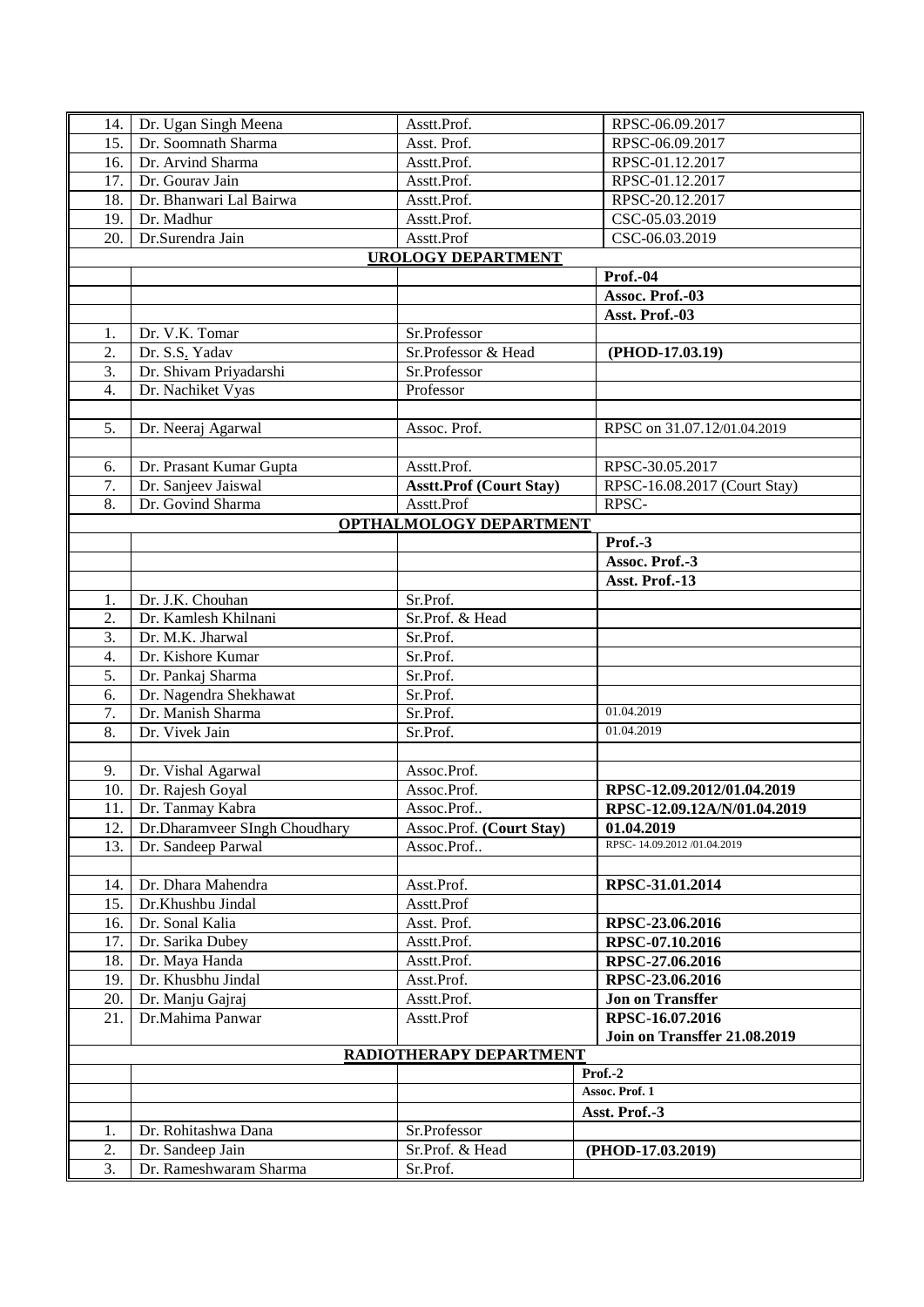| | | | |
|---|---|---|---|
| 14. | Dr. Ugan Singh Meena | Asstt.Prof. | RPSC-06.09.2017 |
| 15. | Dr. Soomnath Sharma | Asst. Prof. | RPSC-06.09.2017 |
| 16. | Dr. Arvind Sharma | Asstt.Prof. | RPSC-01.12.2017 |
| 17. | Dr. Gourav Jain | Asstt.Prof. | RPSC-01.12.2017 |
| 18. | Dr. Bhanwari Lal Bairwa | Asstt.Prof. | RPSC-20.12.2017 |
| 19. | Dr. Madhur | Asstt.Prof. | CSC-05.03.2019 |
| 20. | Dr.Surendra Jain | Asstt.Prof | CSC-06.03.2019 |
| | | **UROLOGY DEPARTMENT** | |
| | | | **Prof.-04** |
| | | | **Assoc. Prof.-03** |
| | | | **Asst. Prof.-03** |
| 1. | Dr. V.K. Tomar | Sr.Professor | |
| 2. | Dr. S.S. Yadav | Sr.Professor & Head | **(PHOD-17.03.19)** |
| 3. | Dr. Shivam Priyadarshi | Sr.Professor | |
| 4. | Dr. Nachiket Vyas | Professor | |
| | | | |
| 5. | Dr. Neeraj Agarwal | Assoc. Prof. | RPSC on 31.07.12/01.04.2019 |
| | | | |
| 6. | Dr. Prasant Kumar Gupta | Asstt.Prof. | RPSC-30.05.2017 |
| 7. | Dr. Sanjeev Jaiswal | **Asstt.Prof (Court Stay)** | RPSC-16.08.2017 (Court Stay) |
| 8. | Dr. Govind Sharma | Asstt.Prof | RPSC- |
| | | **OPTHALMOLOGY DEPARTMENT** | |
| | | | **Prof.-3** |
| | | | **Assoc. Prof.-3** |
| | | | **Asst. Prof.-13** |
| 1. | Dr. J.K. Chouhan | Sr.Prof. | |
| 2. | Dr. Kamlesh Khilnani | Sr.Prof. & Head | |
| 3. | Dr. M.K. Jharwal | Sr.Prof. | |
| 4. | Dr. Kishore Kumar | Sr.Prof. | |
| 5. | Dr. Pankaj Sharma | Sr.Prof. | |
| 6. | Dr. Nagendra Shekhawat | Sr.Prof. | |
| 7. | Dr. Manish Sharma | Sr.Prof. | 01.04.2019 |
| 8. | Dr. Vivek Jain | Sr.Prof. | 01.04.2019 |
| | | | |
| 9. | Dr. Vishal Agarwal | Assoc.Prof. | |
| 10. | Dr. Rajesh Goyal | Assoc.Prof. | **RPSC-12.09.2012/01.04.2019** |
| 11. | Dr. Tanmay Kabra | Assoc.Prof.. | **RPSC-12.09.12A/N/01.04.2019** |
| 12. | Dr.Dharamveer SIngh Choudhary | Assoc.Prof. **(Court Stay)** | **01.04.2019** |
| 13. | Dr. Sandeep Parwal | Assoc.Prof.. | RPSC- 14.09.2012 /01.04.2019 |
| | | | |
| 14. | Dr. Dhara Mahendra | Asst.Prof. | **RPSC-31.01.2014** |
| 15. | Dr.Khushbu Jindal | Asstt.Prof | |
| 16. | Dr. Sonal Kalia | Asst. Prof. | **RPSC-23.06.2016** |
| 17. | Dr. Sarika Dubey | Asstt.Prof. | **RPSC-07.10.2016** |
| 18. | Dr. Maya Handa | Asstt.Prof. | **RPSC-27.06.2016** |
| 19. | Dr. Khusbhu Jindal | Asst.Prof. | **RPSC-23.06.2016** |
| 20. | Dr. Manju Gajraj | Asstt.Prof. | **Jon on Transffer** |
| 21. | Dr.Mahima Panwar | Asstt.Prof | **RPSC-16.07.2016** **Join on Transffer 21.08.2019** |
| | | **RADIOTHERAPY DEPARTMENT** | |
| | | | **Prof.-2** |
| | | | **Assoc. Prof. 1** |
| | | | **Asst. Prof.-3** |
| 1. | Dr. Rohitashwa Dana | Sr.Professor | |
| 2. | Dr. Sandeep Jain | Sr.Prof. & Head | **(PHOD-17.03.2019)** |
| 3. | Dr. Rameshwaram Sharma | Sr.Prof. | |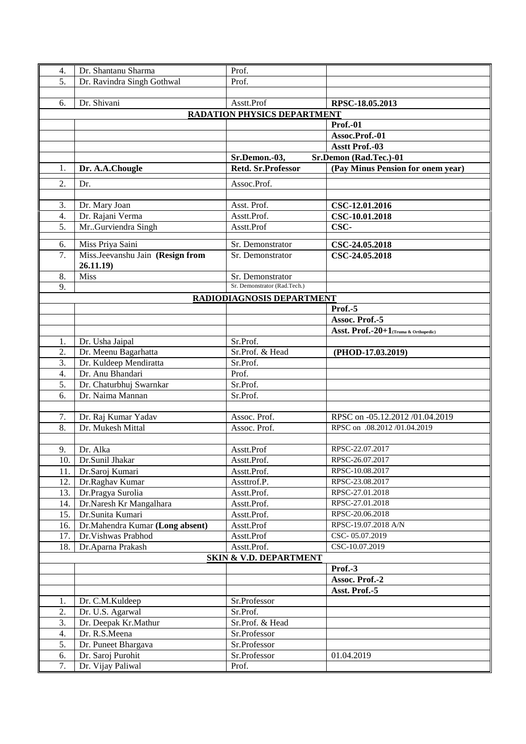| | | | |
|---|---|---|---|
| 4. | Dr. Shantanu Sharma | Prof. | |
| 5. | Dr. Ravindra Singh Gothwal | Prof. | |
| | | | |
| 6. | Dr. Shivani | Asstt.Prof | **RPSC-18.05.2013** |
| | | **RADIATION PHYSICS DEPARTMENT** | |
| | | | **Prof.-01** |
| | | | **Assoc.Prof.-01** |
| | | | **Asstt Prof.-03** |
| | | **Sr.Demon.-03,** | **Sr.Demon (Rad.Tec.)-01** |
| 1. | **Dr. A.A.Chougle** | **Retd. Sr.Professor** | **(Pay Minus Pension for onem year)** |
| 2. | Dr. | Assoc.Prof. | |
| | | | |
| 3. | Dr. Mary Joan | Asst. Prof. | **CSC-12.01.2016** |
| 4. | Dr. Rajani Verma | Asstt.Prof. | **CSC-10.01.2018** |
| 5. | Mr..Gurviendra Singh | Asstt.Prof | **CSC-** |
| | | | |
| 6. | Miss Priya Saini | Sr. Demonstrator | **CSC-24.05.2018** |
| 7. | Miss.Jeevanshu Jain **(Resign from 26.11.19)** | Sr. Demonstrator | **CSC-24.05.2018** |
| 8. | Miss | Sr. Demonstrator | |
| 9. | | Sr. Demonstrator (Rad.Tech.) | |
| | | **RADIODIAGNOSIS DEPARTMENT** | |
| | | | **Prof.-5** |
| | | | **Assoc. Prof.-5** |
| | | | **Asst. Prof.-20+1(Truma & Orthopedic)** |
| 1. | Dr. Usha Jaipal | Sr.Prof. | |
| 2. | Dr. Meenu Bagarhatta | Sr.Prof. & Head | **(PHOD-17.03.2019)** |
| 3. | Dr. Kuldeep Mendiratta | Sr.Prof. | |
| 4. | Dr. Anu Bhandari | Prof. | |
| 5. | Dr. Chaturbhuj Swarnkar | Sr.Prof. | |
| 6. | Dr. Naima Mannan | Sr.Prof. | |
| | | | |
| 7. | Dr. Raj Kumar Yadav | Assoc. Prof. | RPSC on -05.12.2012 /01.04.2019 |
| 8. | Dr. Mukesh Mittal | Assoc. Prof. | RPSC on .08.2012 /01.04.2019 |
| | | | |
| 9. | Dr. Alka | Asstt.Prof | RPSC-22.07.2017 |
| 10. | Dr.Sunil Jhakar | Asstt.Prof. | RPSC-26.07.2017 |
| 11. | Dr.Saroj Kumari | Asstt.Prof. | RPSC-10.08.2017 |
| 12. | Dr.Raghav Kumar | Assttrof.P. | RPSC-23.08.2017 |
| 13. | Dr.Pragya Surolia | Asstt.Prof. | RPSC-27.01.2018 |
| 14. | Dr.Naresh Kr Mangalhara | Asstt.Prof. | RPSC-27.01.2018 |
| 15. | Dr.Sunita Kumari | Asstt.Prof. | RPSC-20.06.2018 |
| 16. | Dr.Mahendra Kumar **(Long absent)** | Asstt.Prof | RPSC-19.07.2018 A/N |
| 17. | Dr.Vishwas Prabhod | Asstt.Prof | CSC- 05.07.2019 |
| 18. | Dr.Aparna Prakash | Asstt.Prof. | CSC-10.07.2019 |
| | | **SKIN & V.D. DEPARTMENT** | |
| | | | **Prof.-3** |
| | | | **Assoc. Prof.-2** |
| | | | **Asst. Prof.-5** |
| 1. | Dr. C.M.Kuldeep | Sr.Professor | |
| 2. | Dr. U.S. Agarwal | Sr.Prof. | |
| 3. | Dr. Deepak Kr.Mathur | Sr.Prof. & Head | |
| 4. | Dr. R.S.Meena | Sr.Professor | |
| 5. | Dr. Puneet Bhargava | Sr.Professor | |
| 6. | Dr. Saroj Purohit | Sr.Professor | 01.04.2019 |
| 7. | Dr. Vijay Paliwal | Prof. | |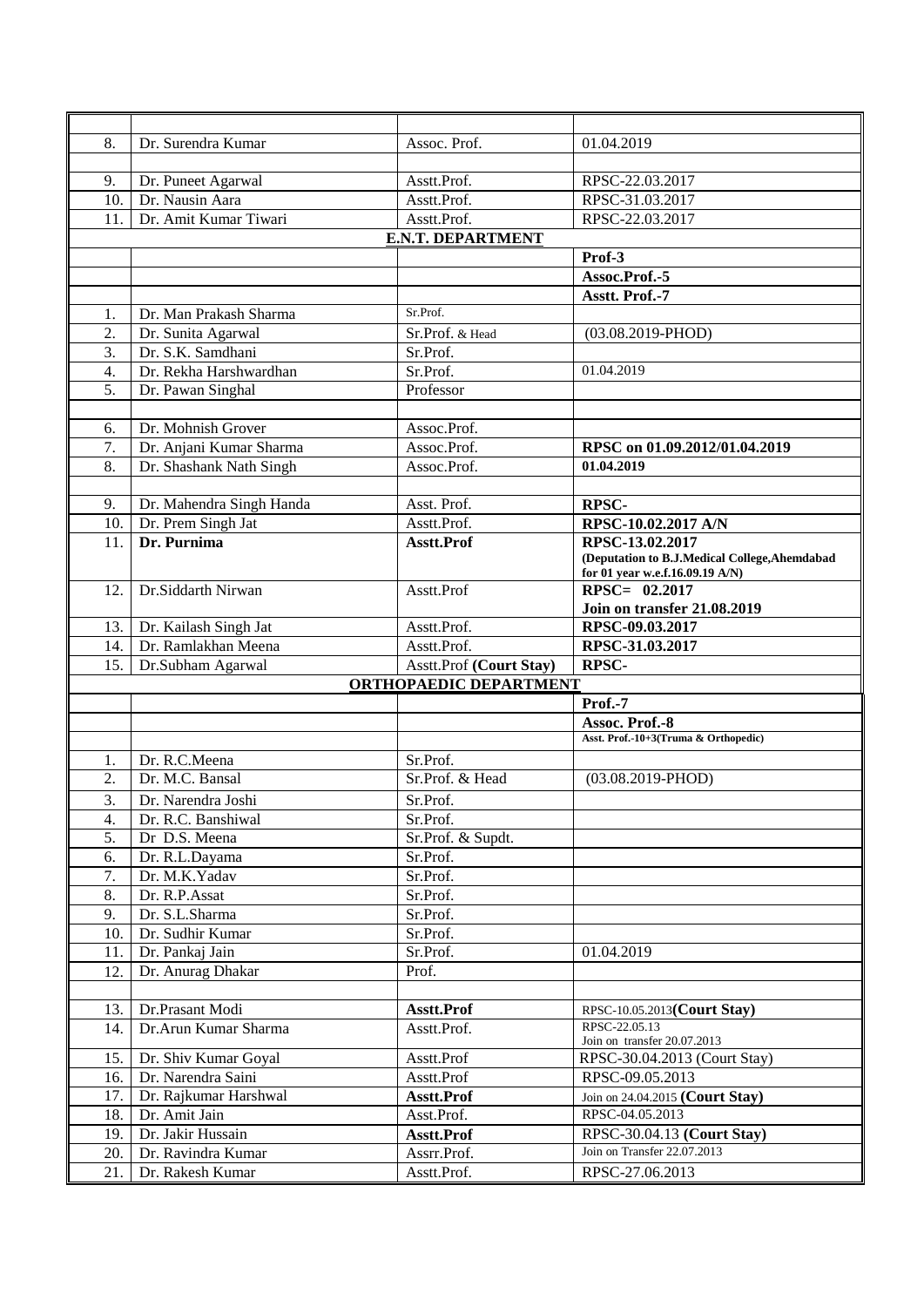| | | | |
|---|---|---|---|
| 8. | Dr. Surendra Kumar | Assoc. Prof. | 01.04.2019 |
| | | | |
| 9. | Dr. Puneet Agarwal | Asstt.Prof. | RPSC-22.03.2017 |
| 10. | Dr. Nausin Aara | Asstt.Prof. | RPSC-31.03.2017 |
| 11. | Dr. Amit Kumar Tiwari | Asstt.Prof. | RPSC-22.03.2017 |
| | | **E.N.T. DEPARTMENT** | |
| | | | **Prof-3** |
| | | | **Assoc.Prof.-5** |
| | | | **Asstt. Prof.-7** |
| 1. | Dr. Man Prakash Sharma | Sr.Prof. | |
| 2. | Dr. Sunita Agarwal | Sr.Prof. & Head | (03.08.2019-PHOD) |
| 3. | Dr. S.K. Samdhani | Sr.Prof. | |
| 4. | Dr. Rekha Harshwardhan | Sr.Prof. | 01.04.2019 |
| 5. | Dr. Pawan Singhal | Professor | |
| | | | |
| 6. | Dr. Mohnish Grover | Assoc.Prof. | |
| 7. | Dr. Anjani Kumar Sharma | Assoc.Prof. | **RPSC on 01.09.2012/01.04.2019** |
| 8. | Dr. Shashank Nath Singh | Assoc.Prof. | **01.04.2019** |
| | | | |
| 9. | Dr. Mahendra Singh Handa | Asst. Prof. | **RPSC-** |
| 10. | Dr. Prem Singh Jat | Asstt.Prof. | **RPSC-10.02.2017 A/N** |
| 11. | **Dr. Purnima** | **Asstt.Prof** | **RPSC-13.02.2017** **(Deputation to B.J.Medical College,Ahemdabad for 01 year w.e.f.16.09.19 A/N)** |
| 12. | Dr.Siddarth Nirwan | Asstt.Prof | **RPSC= 02.2017** **Join on transfer 21.08.2019** |
| 13. | Dr. Kailash Singh Jat | Asstt.Prof. | **RPSC-09.03.2017** |
| 14. | Dr. Ramlakhan Meena | Asstt.Prof. | **RPSC-31.03.2017** |
| 15. | Dr.Subham Agarwal | Asstt.Prof **(Court Stay)** | **RPSC-** |
| | | **ORTHOPAEDIC DEPARTMENT** | |
| | | | **Prof.-7** |
| | | | **Assoc. Prof.-8** |
| | | | **Asst. Prof.-10+3(Truma & Orthopedic)** |
| 1. | Dr. R.C.Meena | Sr.Prof. | |
| 2. | Dr. M.C. Bansal | Sr.Prof. & Head | (03.08.2019-PHOD) |
| 3. | Dr. Narendra Joshi | Sr.Prof. | |
| 4. | Dr. R.C. Banshiwal | Sr.Prof. | |
| 5. | Dr D.S. Meena | Sr.Prof. & Supdt. | |
| 6. | Dr. R.L.Dayama | Sr.Prof. | |
| 7. | Dr. M.K.Yadav | Sr.Prof. | |
| 8. | Dr. R.P.Assat | Sr.Prof. | |
| 9. | Dr. S.L.Sharma | Sr.Prof. | |
| 10. | Dr. Sudhir Kumar | Sr.Prof. | |
| 11. | Dr. Pankaj Jain | Sr.Prof. | 01.04.2019 |
| 12. | Dr. Anurag Dhakar | Prof. | |
| | | | |
| 13. | Dr.Prasant Modi | **Asstt.Prof** | RPSC-10.05.2013**(Court Stay)** |
| 14. | Dr.Arun Kumar Sharma | Asstt.Prof. | RPSC-22.05.13 Join on transfer 20.07.2013 |
| 15. | Dr. Shiv Kumar Goyal | Asstt.Prof | RPSC-30.04.2013 (Court Stay) |
| 16. | Dr. Narendra Saini | Asstt.Prof | RPSC-09.05.2013 |
| 17. | Dr. Rajkumar Harshwal | **Asstt.Prof** | Join on 24.04.2015 **(Court Stay)** |
| 18. | Dr. Amit Jain | Asst.Prof. | RPSC-04.05.2013 |
| 19. | Dr. Jakir Hussain | **Asstt.Prof** | RPSC-30.04.13 **(Court Stay)** |
| 20. | Dr. Ravindra Kumar | Assrr.Prof. | Join on Transfer 22.07.2013 |
| 21. | Dr. Rakesh Kumar | Asstt.Prof. | RPSC-27.06.2013 |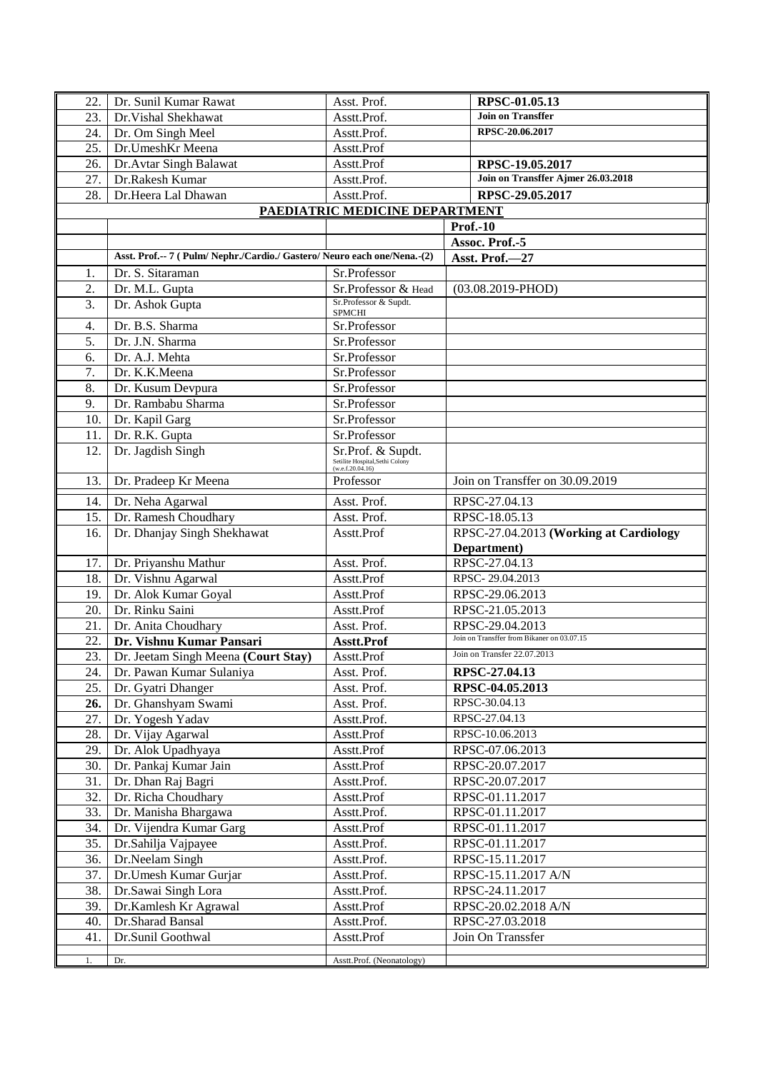| No. | Name | Designation | Remarks |
|---|---|---|---|
| 22. | Dr. Sunil Kumar Rawat | Asst. Prof. | **RPSC-01.05.13** |
| 23. | Dr.Vishal Shekhawat | Asstt.Prof. | **Join on Transffer** |
| 24. | Dr. Om Singh Meel | Asstt.Prof. | **RPSC-20.06.2017** |
| 25. | Dr.UmeshKr Meena | Asstt.Prof | |
| 26. | Dr.Avtar Singh Balawat | Asstt.Prof | **RPSC-19.05.2017** |
| 27. | Dr.Rakesh Kumar | Asstt.Prof. | **Join on Transffer Ajmer 26.03.2018** |
| 28. | Dr.Heera Lal Dhawan | Asstt.Prof. | **RPSC-29.05.2017** |
| | **PAEDIATRIC MEDICINE DEPARTMENT** | | |
| | | | **Prof.-10** |
| | | | **Assoc. Prof.-5** |
| | **Asst. Prof.-- 7 ( Pulm/ Nephr./Cardio./ Gastero/ Neuro each one/Nena.-(2)** | | **Asst. Prof.—27** |
| 1. | Dr. S. Sitaraman | Sr.Professor | |
| 2. | Dr. M.L. Gupta | Sr.Professor & Head | (03.08.2019-PHOD) |
| 3. | Dr. Ashok Gupta | Sr.Professor & Supdt. SPMCHI | |
| 4. | Dr. B.S. Sharma | Sr.Professor | |
| 5. | Dr. J.N. Sharma | Sr.Professor | |
| 6. | Dr. A.J. Mehta | Sr.Professor | |
| 7. | Dr. K.K.Meena | Sr.Professor | |
| 8. | Dr. Kusum Devpura | Sr.Professor | |
| 9. | Dr. Rambabu Sharma | Sr.Professor | |
| 10. | Dr. Kapil Garg | Sr.Professor | |
| 11. | Dr. R.K. Gupta | Sr.Professor | |
| 12. | Dr. Jagdish Singh | Sr.Prof. & Supdt. Setilite Hospital,Sethi Colony (w.e.f.20.04.16) | |
| 13. | Dr. Pradeep Kr Meena | Professor | Join on Transffer on 30.09.2019 |
| 14. | Dr. Neha Agarwal | Asst. Prof. | RPSC-27.04.13 |
| 15. | Dr. Ramesh Choudhary | Asst. Prof. | RPSC-18.05.13 |
| 16. | Dr. Dhanjay Singh Shekhawat | Asstt.Prof | RPSC-27.04.2013 **(Working at Cardiology Department)** |
| 17. | Dr. Priyanshu Mathur | Asst. Prof. | RPSC-27.04.13 |
| 18. | Dr. Vishnu Agarwal | Asstt.Prof | RPSC- 29.04.2013 |
| 19. | Dr. Alok Kumar Goyal | Asstt.Prof | RPSC-29.06.2013 |
| 20. | Dr. Rinku Saini | Asstt.Prof | RPSC-21.05.2013 |
| 21. | Dr. Anita Choudhary | Asst. Prof. | RPSC-29.04.2013 |
| 22. | **Dr. Vishnu Kumar Pansari** | **Asstt.Prof** | Join on Transffer from Bikaner on 03.07.15 |
| 23. | Dr. Jeetam Singh Meena **(Court Stay)** | Asstt.Prof | Join on Transfer 22.07.2013 |
| 24. | Dr. Pawan Kumar Sulaniya | Asst. Prof. | **RPSC-27.04.13** |
| 25. | Dr. Gyatri Dhanger | Asst. Prof. | **RPSC-04.05.2013** |
| **26.** | Dr. Ghanshyam Swami | Asst. Prof. | RPSC-30.04.13 |
| 27. | Dr. Yogesh Yadav | Asstt.Prof. | RPSC-27.04.13 |
| 28. | Dr. Vijay Agarwal | Asstt.Prof | RPSC-10.06.2013 |
| 29. | Dr. Alok Upadhyaya | Asstt.Prof | RPSC-07.06.2013 |
| 30. | Dr. Pankaj Kumar Jain | Asstt.Prof | RPSC-20.07.2017 |
| 31. | Dr. Dhan Raj Bagri | Asstt.Prof. | RPSC-20.07.2017 |
| 32. | Dr. Richa Choudhary | Asstt.Prof | RPSC-01.11.2017 |
| 33. | Dr. Manisha Bhargawa | Asstt.Prof. | RPSC-01.11.2017 |
| 34. | Dr. Vijendra Kumar Garg | Asstt.Prof | RPSC-01.11.2017 |
| 35. | Dr.Sahilja Vajpayee | Asstt.Prof. | RPSC-01.11.2017 |
| 36. | Dr.Neelam Singh | Asstt.Prof. | RPSC-15.11.2017 |
| 37. | Dr.Umesh Kumar Gurjar | Asstt.Prof. | RPSC-15.11.2017 A/N |
| 38. | Dr.Sawai Singh Lora | Asstt.Prof. | RPSC-24.11.2017 |
| 39. | Dr.Kamlesh Kr Agrawal | Asstt.Prof | RPSC-20.02.2018 A/N |
| 40. | Dr.Sharad Bansal | Asstt.Prof. | RPSC-27.03.2018 |
| 41. | Dr.Sunil Goothwal | Asstt.Prof | Join On Transsfer |
| 1. | Dr. | Asstt.Prof. (Neonatology) | |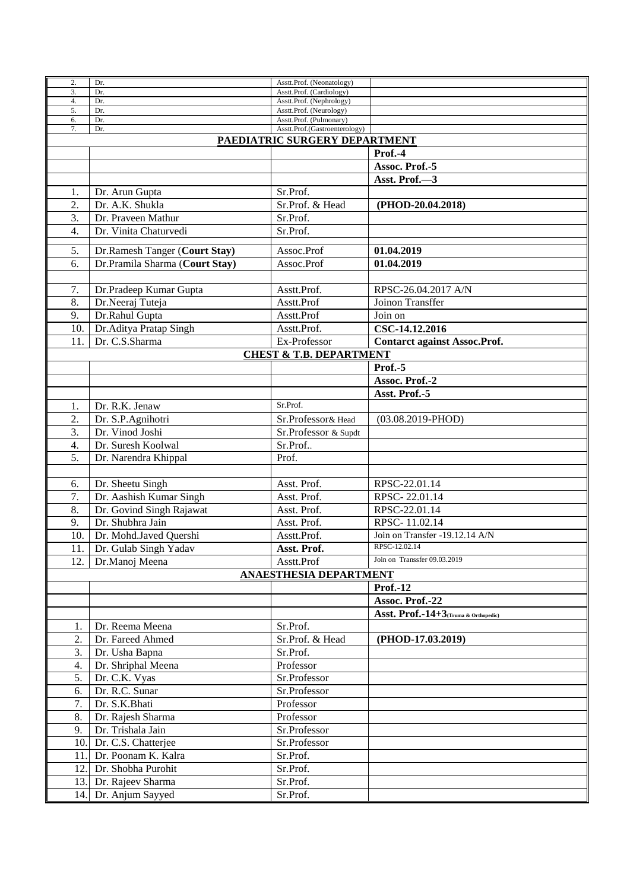| | | | |
|---|---|---|---|
| 2. | Dr. | Asstt.Prof. (Neonatology) | |
| 3. | Dr. | Asstt.Prof. (Cardiology) | |
| 4. | Dr. | Asstt.Prof. (Nephrology) | |
| 5. | Dr. | Asstt.Prof. (Neurology) | |
| 6. | Dr. | Asstt.Prof. (Pulmonary) | |
| 7. | Dr. | Asstt.Prof.(Gastroenterology) | |
| | | **PAEDIATRIC SURGERY DEPARTMENT** | |
| | | | **Prof.-4** |
| | | | **Assoc. Prof.-5** |
| | | | **Asst. Prof.—3** |
| 1. | Dr. Arun Gupta | Sr.Prof. | |
| 2. | Dr. A.K. Shukla | Sr.Prof. & Head | **(PHOD-20.04.2018)** |
| 3. | Dr. Praveen Mathur | Sr.Prof. | |
| 4. | Dr. Vinita Chaturvedi | Sr.Prof. | |
| 5. | Dr.Ramesh Tanger (**Court Stay**) | Assoc.Prof | **01.04.2019** |
| 6. | Dr.Pramila Sharma (**Court Stay**) | Assoc.Prof | **01.04.2019** |
| | | | |
| 7. | Dr.Pradeep Kumar Gupta | Asstt.Prof. | RPSC-26.04.2017 A/N |
| 8. | Dr.Neeraj Tuteja | Asstt.Prof | Joinon Transffer |
| 9. | Dr.Rahul Gupta | Asstt.Prof | Join on |
| 10. | Dr.Aditya Pratap Singh | Asstt.Prof. | **CSC-14.12.2016** |
| 11. | Dr. C.S.Sharma | Ex-Professor | **Contarct against Assoc.Prof.** |
| | | **CHEST & T.B. DEPARTMENT** | |
| | | | **Prof.-5** |
| | | | **Assoc. Prof.-2** |
| | | | **Asst. Prof.-5** |
| 1. | Dr. R.K. Jenaw | Sr.Prof. | |
| 2. | Dr. S.P.Agnihotri | Sr.Professor& Head | (03.08.2019-PHOD) |
| 3. | Dr. Vinod Joshi | Sr.Professor & Supdt | |
| 4. | Dr. Suresh Koolwal | Sr.Prof.. | |
| 5. | Dr. Narendra Khippal | Prof. | |
| | | | |
| 6. | Dr. Sheetu Singh | Asst. Prof. | RPSC-22.01.14 |
| 7. | Dr. Aashish Kumar Singh | Asst. Prof. | RPSC- 22.01.14 |
| 8. | Dr. Govind Singh Rajawat | Asst. Prof. | RPSC-22.01.14 |
| 9. | Dr. Shubhra Jain | Asst. Prof. | RPSC- 11.02.14 |
| 10. | Dr. Mohd.Javed Quershi | Asstt.Prof. | Join on Transfer -19.12.14 A/N |
| 11. | Dr. Gulab Singh Yadav | **Asst. Prof.** | RPSC-12.02.14 |
| 12. | Dr.Manoj Meena | Asstt.Prof | Join on Transsfer 09.03.2019 |
| | | **ANAESTHESIA DEPARTMENT** | |
| | | | **Prof.-12** |
| | | | **Assoc. Prof.-22** |
| | | | **Asst. Prof.-14+3(Truma & Orthopedic)** |
| 1. | Dr. Reema Meena | Sr.Prof. | |
| 2. | Dr. Fareed Ahmed | Sr.Prof. & Head | **(PHOD-17.03.2019)** |
| 3. | Dr. Usha Bapna | Sr.Prof. | |
| 4. | Dr. Shriphal Meena | Professor | |
| 5. | Dr. C.K. Vyas | Sr.Professor | |
| 6. | Dr. R.C. Sunar | Sr.Professor | |
| 7. | Dr. S.K.Bhati | Professor | |
| 8. | Dr. Rajesh Sharma | Professor | |
| 9. | Dr. Trishala Jain | Sr.Professor | |
| 10. | Dr. C.S. Chatterjee | Sr.Professor | |
| 11. | Dr. Poonam K. Kalra | Sr.Prof. | |
| 12. | Dr. Shobha Purohit | Sr.Prof. | |
| 13. | Dr. Rajeev Sharma | Sr.Prof. | |
| 14. | Dr. Anjum Sayyed | Sr.Prof. | |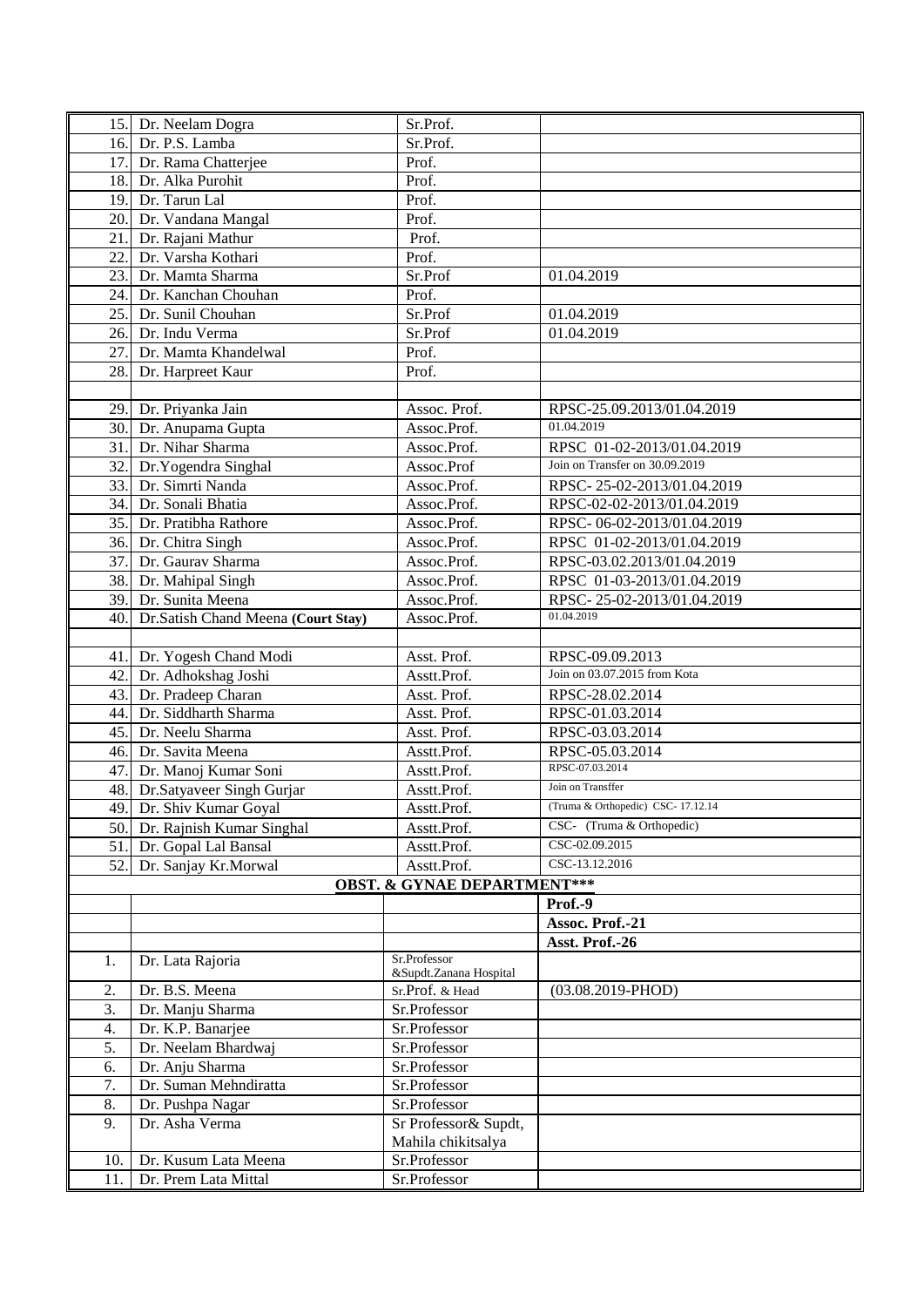| | | | |
|---|---|---|---|
| 15. | Dr. Neelam Dogra | Sr.Prof. | |
| 16. | Dr. P.S. Lamba | Sr.Prof. | |
| 17. | Dr. Rama Chatterjee | Prof. | |
| 18. | Dr. Alka Purohit | Prof. | |
| 19. | Dr. Tarun Lal | Prof. | |
| 20. | Dr. Vandana Mangal | Prof. | |
| 21. | Dr. Rajani Mathur | Prof. | |
| 22. | Dr. Varsha Kothari | Prof. | |
| 23. | Dr. Mamta Sharma | Sr.Prof | 01.04.2019 |
| 24. | Dr. Kanchan Chouhan | Prof. | |
| 25. | Dr. Sunil Chouhan | Sr.Prof | 01.04.2019 |
| 26. | Dr. Indu Verma | Sr.Prof | 01.04.2019 |
| 27. | Dr. Mamta Khandelwal | Prof. | |
| 28. | Dr. Harpreet Kaur | Prof. | |
| | | | |
| 29. | Dr. Priyanka Jain | Assoc. Prof. | RPSC-25.09.2013/01.04.2019 |
| 30. | Dr. Anupama Gupta | Assoc.Prof. | 01.04.2019 |
| 31. | Dr. Nihar Sharma | Assoc.Prof. | RPSC 01-02-2013/01.04.2019 |
| 32. | Dr.Yogendra Singhal | Assoc.Prof | Join on Transfer on 30.09.2019 |
| 33. | Dr. Simrti Nanda | Assoc.Prof. | RPSC- 25-02-2013/01.04.2019 |
| 34. | Dr. Sonali Bhatia | Assoc.Prof. | RPSC-02-02-2013/01.04.2019 |
| 35. | Dr. Pratibha Rathore | Assoc.Prof. | RPSC- 06-02-2013/01.04.2019 |
| 36. | Dr. Chitra Singh | Assoc.Prof. | RPSC 01-02-2013/01.04.2019 |
| 37. | Dr. Gaurav Sharma | Assoc.Prof. | RPSC-03.02.2013/01.04.2019 |
| 38. | Dr. Mahipal Singh | Assoc.Prof. | RPSC 01-03-2013/01.04.2019 |
| 39. | Dr. Sunita Meena | Assoc.Prof. | RPSC- 25-02-2013/01.04.2019 |
| 40. | Dr.Satish Chand Meena **(Court Stay)** | Assoc.Prof. | 01.04.2019 |
| | | | |
| 41. | Dr. Yogesh Chand Modi | Asst. Prof. | RPSC-09.09.2013 |
| 42. | Dr. Adhokshag Joshi | Asstt.Prof. | Join on 03.07.2015 from Kota |
| 43. | Dr. Pradeep Charan | Asst. Prof. | RPSC-28.02.2014 |
| 44. | Dr. Siddharth Sharma | Asst. Prof. | RPSC-01.03.2014 |
| 45. | Dr. Neelu Sharma | Asst. Prof. | RPSC-03.03.2014 |
| 46. | Dr. Savita Meena | Asstt.Prof. | RPSC-05.03.2014 |
| 47. | Dr. Manoj Kumar Soni | Asstt.Prof. | RPSC-07.03.2014 |
| 48. | Dr.Satyaveer Singh Gurjar | Asstt.Prof. | Join on Transffer |
| 49. | Dr. Shiv Kumar Goyal | Asstt.Prof. | (Truma & Orthopedic) CSC- 17.12.14 |
| 50. | Dr. Rajnish Kumar Singhal | Asstt.Prof. | CSC- (Truma & Orthopedic) |
| 51. | Dr. Gopal Lal Bansal | Asstt.Prof. | CSC-02.09.2015 |
| 52. | Dr. Sanjay Kr.Morwal | Asstt.Prof. | CSC-13.12.2016 |
| | | **OBST. & GYNAE DEPARTMENT*** | |
| | | | **Prof.-9** |
| | | | **Assoc. Prof.-21** |
| | | | **Asst. Prof.-26** |
| 1. | Dr. Lata Rajoria | Sr.Professor &Supdt.Zanana Hospital | |
| 2. | Dr. B.S. Meena | Sr.Prof. & Head | (03.08.2019-PHOD) |
| 3. | Dr. Manju Sharma | Sr.Professor | |
| 4. | Dr. K.P. Banarjee | Sr.Professor | |
| 5. | Dr. Neelam Bhardwaj | Sr.Professor | |
| 6. | Dr. Anju Sharma | Sr.Professor | |
| 7. | Dr. Suman Mehndiratta | Sr.Professor | |
| 8. | Dr. Pushpa Nagar | Sr.Professor | |
| 9. | Dr. Asha Verma | Sr Professor& Supdt, Mahila chikitsalya | |
| 10. | Dr. Kusum Lata Meena | Sr.Professor | |
| 11. | Dr. Prem Lata Mittal | Sr.Professor | |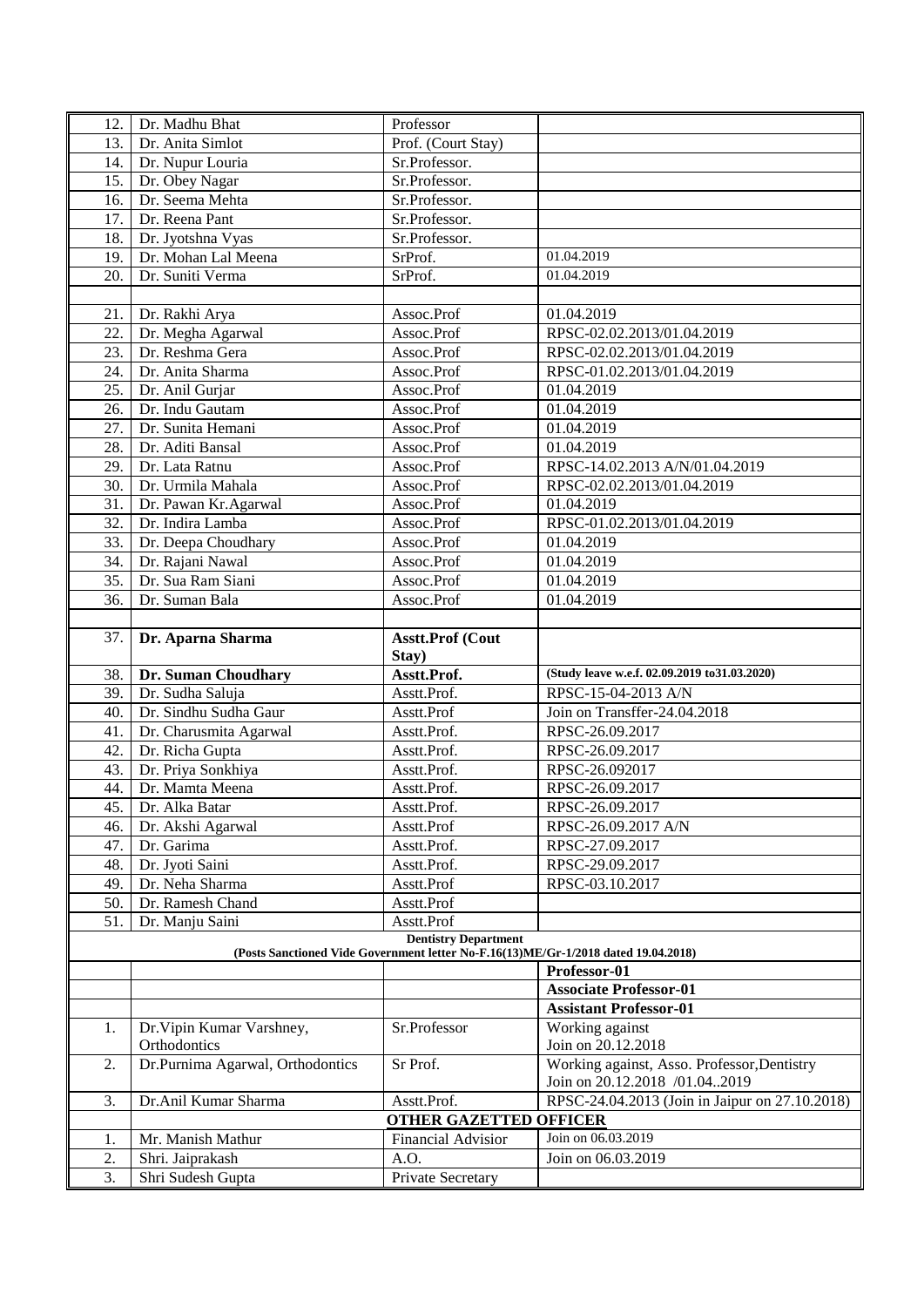| | | | |
|---|---|---|---|
| 12. | Dr. Madhu Bhat | Professor | |
| 13. | Dr. Anita Simlot | Prof. (Court Stay) | |
| 14. | Dr. Nupur Louria | Sr.Professor. | |
| 15. | Dr. Obey Nagar | Sr.Professor. | |
| 16. | Dr. Seema Mehta | Sr.Professor. | |
| 17. | Dr. Reena Pant | Sr.Professor. | |
| 18. | Dr. Jyotshna Vyas | Sr.Professor. | |
| 19. | Dr. Mohan Lal Meena | SrProf. | 01.04.2019 |
| 20. | Dr. Suniti Verma | SrProf. | 01.04.2019 |
| | | | |
| 21. | Dr. Rakhi Arya | Assoc.Prof | 01.04.2019 |
| 22. | Dr. Megha Agarwal | Assoc.Prof | RPSC-02.02.2013/01.04.2019 |
| 23. | Dr. Reshma Gera | Assoc.Prof | RPSC-02.02.2013/01.04.2019 |
| 24. | Dr. Anita Sharma | Assoc.Prof | RPSC-01.02.2013/01.04.2019 |
| 25. | Dr. Anil Gurjar | Assoc.Prof | 01.04.2019 |
| 26. | Dr. Indu Gautam | Assoc.Prof | 01.04.2019 |
| 27. | Dr. Sunita Hemani | Assoc.Prof | 01.04.2019 |
| 28. | Dr. Aditi Bansal | Assoc.Prof | 01.04.2019 |
| 29. | Dr. Lata Ratnu | Assoc.Prof | RPSC-14.02.2013 A/N/01.04.2019 |
| 30. | Dr. Urmila Mahala | Assoc.Prof | RPSC-02.02.2013/01.04.2019 |
| 31. | Dr. Pawan Kr.Agarwal | Assoc.Prof | 01.04.2019 |
| 32. | Dr. Indira Lamba | Assoc.Prof | RPSC-01.02.2013/01.04.2019 |
| 33. | Dr. Deepa Choudhary | Assoc.Prof | 01.04.2019 |
| 34. | Dr. Rajani Nawal | Assoc.Prof | 01.04.2019 |
| 35. | Dr. Sua Ram Siani | Assoc.Prof | 01.04.2019 |
| 36. | Dr. Suman Bala | Assoc.Prof | 01.04.2019 |
| | | | |
| 37. | **Dr. Aparna Sharma** | **Asstt.Prof (Cout Stay)** | |
| 38. | **Dr. Suman Choudhary** | **Asstt.Prof.** | **(Study leave w.e.f. 02.09.2019 to31.03.2020)** |
| 39. | Dr. Sudha Saluja | Asstt.Prof. | RPSC-15-04-2013 A/N |
| 40. | Dr. Sindhu Sudha Gaur | Asstt.Prof | Join on Transffer-24.04.2018 |
| 41. | Dr. Charusmita Agarwal | Asstt.Prof. | RPSC-26.09.2017 |
| 42. | Dr. Richa Gupta | Asstt.Prof. | RPSC-26.09.2017 |
| 43. | Dr. Priya Sonkhiya | Asstt.Prof. | RPSC-26.092017 |
| 44. | Dr. Mamta Meena | Asstt.Prof. | RPSC-26.09.2017 |
| 45. | Dr. Alka Batar | Asstt.Prof. | RPSC-26.09.2017 |
| 46. | Dr. Akshi Agarwal | Asstt.Prof | RPSC-26.09.2017 A/N |
| 47. | Dr. Garima | Asstt.Prof. | RPSC-27.09.2017 |
| 48. | Dr. Jyoti Saini | Asstt.Prof. | RPSC-29.09.2017 |
| 49. | Dr. Neha Sharma | Asstt.Prof | RPSC-03.10.2017 |
| 50. | Dr. Ramesh Chand | Asstt.Prof | |
| 51. | Dr. Manju Saini | Asstt.Prof | |
| | **Dentistry Department (Posts Sanctioned Vide Government letter No-F.16(13)ME/Gr-1/2018 dated 19.04.2018)** | | |
| | | | **Professor-01** |
| | | | **Associate Professor-01** |
| | | | **Assistant Professor-01** |
| 1. | Dr.Vipin Kumar Varshney, Orthodontics | Sr.Professor | Working against Join on 20.12.2018 |
| 2. | Dr.Purnima Agarwal, Orthodontics | Sr Prof. | Working against, Asso. Professor,Dentistry Join on 20.12.2018 /01.04..2019 |
| 3. | Dr.Anil Kumar Sharma | Asstt.Prof. | RPSC-24.04.2013 (Join in Jaipur on 27.10.2018) |
| | | **OTHER GAZETTED OFFICER** | |
| 1. | Mr. Manish Mathur | Financial Advisior | Join on 06.03.2019 |
| 2. | Shri. Jaiprakash | A.O. | Join on 06.03.2019 |
| 3. | Shri Sudesh Gupta | Private Secretary | |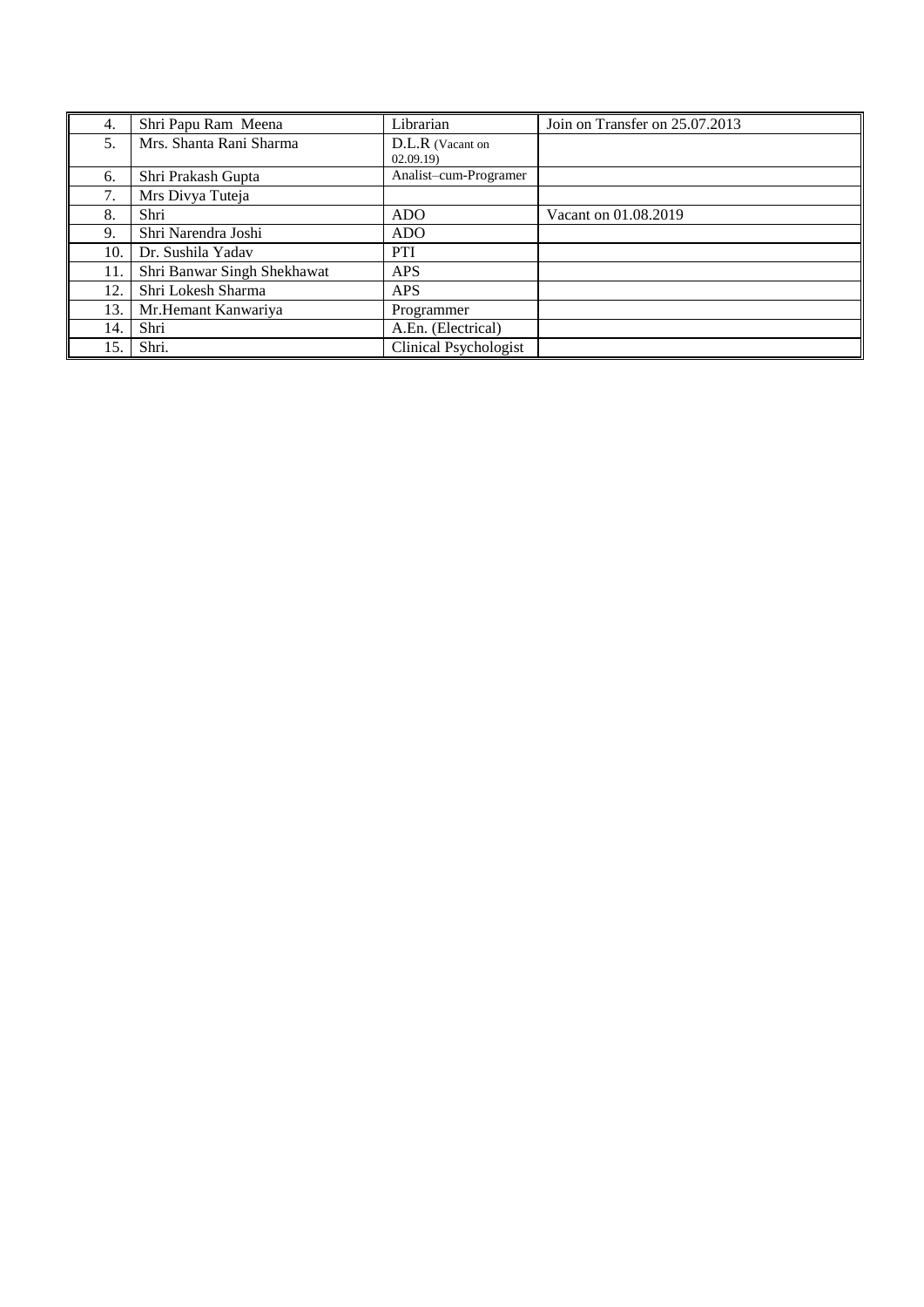| | | | |
|---|---|---|---|
| 4. | Shri Papu Ram Meena | Librarian | Join on Transfer on 25.07.2013 |
| 5. | Mrs. Shanta Rani Sharma | D.L.R (Vacant on 02.09.19) | |
| 6. | Shri Prakash Gupta | Analist–cum-Programer | |
| 7. | Mrs Divya Tuteja | | |
| 8. | Shri | ADO | Vacant on 01.08.2019 |
| 9. | Shri Narendra Joshi | ADO | |
| 10. | Dr. Sushila Yadav | PTI | |
| 11. | Shri Banwar Singh Shekhawat | APS | |
| 12. | Shri Lokesh Sharma | APS | |
| 13. | Mr.Hemant Kanwariya | Programmer | |
| 14. | Shri | A.En. (Electrical) | |
| 15. | Shri. | Clinical Psychologist | |